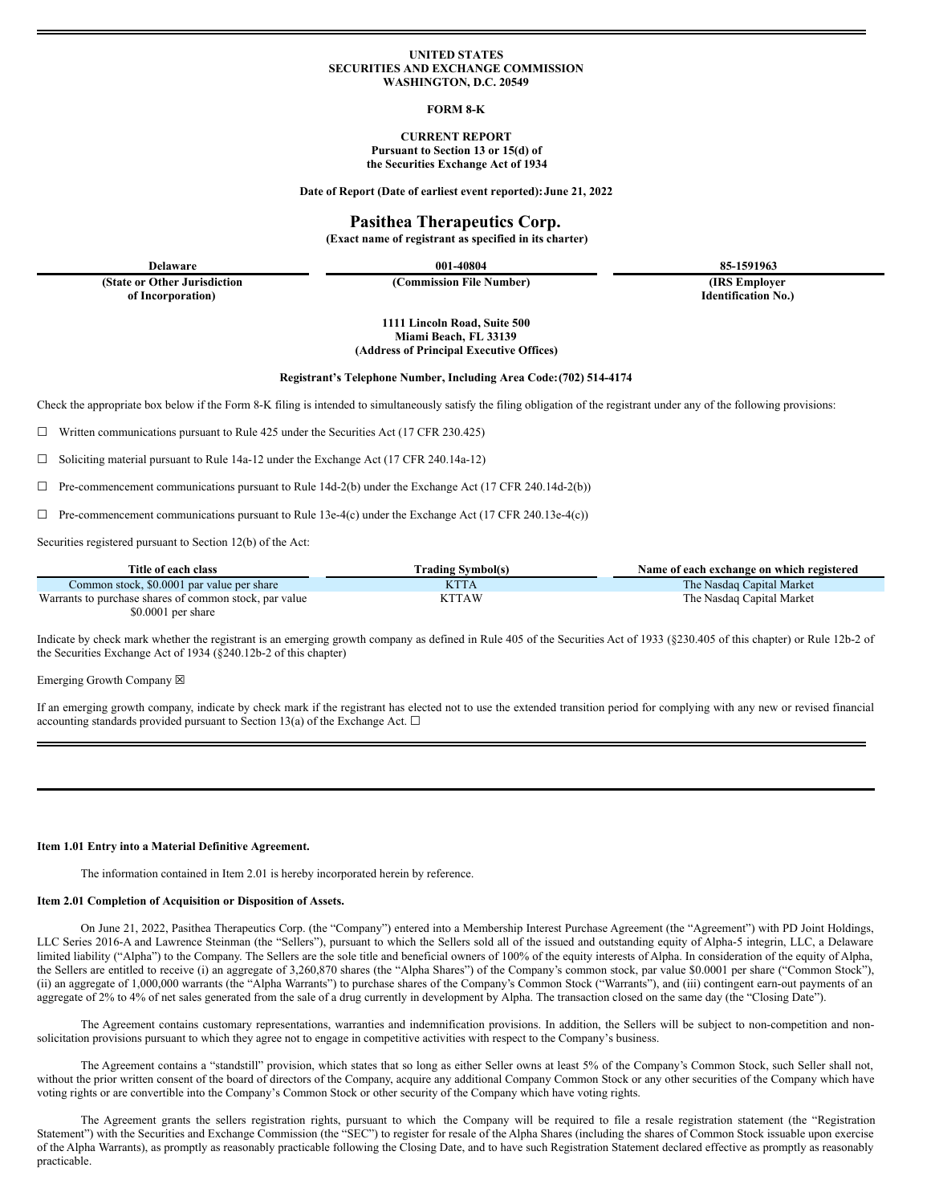**UNITED STATES**
**SECURITIES AND EXCHANGE COMMISSION**
**WASHINGTON, D.C. 20549**

**FORM 8-K**

**CURRENT REPORT**
**Pursuant to Section 13 or 15(d) of**
**the Securities Exchange Act of 1934**

**Date of Report (Date of earliest event reported): June 21, 2022**

# Pasithea Therapeutics Corp.

**(Exact name of registrant as specified in its charter)**

| Delaware | 001-40804 | 85-1591963 |
|---|---|---|
| (State or Other Jurisdiction of Incorporation) | (Commission File Number) | (IRS Employer Identification No.) |

**1111 Lincoln Road, Suite 500**
**Miami Beach, FL 33139**
**(Address of Principal Executive Offices)**

**Registrant's Telephone Number, Including Area Code: (702) 514-4174**

Check the appropriate box below if the Form 8-K filing is intended to simultaneously satisfy the filing obligation of the registrant under any of the following provisions:

☐ Written communications pursuant to Rule 425 under the Securities Act (17 CFR 230.425)

☐ Soliciting material pursuant to Rule 14a-12 under the Exchange Act (17 CFR 240.14a-12)

☐ Pre-commencement communications pursuant to Rule 14d-2(b) under the Exchange Act (17 CFR 240.14d-2(b))

☐ Pre-commencement communications pursuant to Rule 13e-4(c) under the Exchange Act (17 CFR 240.13e-4(c))

Securities registered pursuant to Section 12(b) of the Act:

| Title of each class | Trading Symbol(s) | Name of each exchange on which registered |
|---|---|---|
| Common stock, $0.0001 par value per share | KTTA | The Nasdaq Capital Market |
| Warrants to purchase shares of common stock, par value $0.0001 per share | KTTAW | The Nasdaq Capital Market |

Indicate by check mark whether the registrant is an emerging growth company as defined in Rule 405 of the Securities Act of 1933 (§230.405 of this chapter) or Rule 12b-2 of the Securities Exchange Act of 1934 (§240.12b-2 of this chapter)

Emerging Growth Company ☒

If an emerging growth company, indicate by check mark if the registrant has elected not to use the extended transition period for complying with any new or revised financial accounting standards provided pursuant to Section 13(a) of the Exchange Act. ☐

**Item 1.01 Entry into a Material Definitive Agreement.**

The information contained in Item 2.01 is hereby incorporated herein by reference.

**Item 2.01 Completion of Acquisition or Disposition of Assets.**

On June 21, 2022, Pasithea Therapeutics Corp. (the "Company") entered into a Membership Interest Purchase Agreement (the "Agreement") with PD Joint Holdings, LLC Series 2016-A and Lawrence Steinman (the "Sellers"), pursuant to which the Sellers sold all of the issued and outstanding equity of Alpha-5 integrin, LLC, a Delaware limited liability ("Alpha") to the Company. The Sellers are the sole title and beneficial owners of 100% of the equity interests of Alpha. In consideration of the equity of Alpha, the Sellers are entitled to receive (i) an aggregate of 3,260,870 shares (the "Alpha Shares") of the Company's common stock, par value $0.0001 per share ("Common Stock"), (ii) an aggregate of 1,000,000 warrants (the "Alpha Warrants") to purchase shares of the Company's Common Stock ("Warrants"), and (iii) contingent earn-out payments of an aggregate of 2% to 4% of net sales generated from the sale of a drug currently in development by Alpha. The transaction closed on the same day (the "Closing Date").

The Agreement contains customary representations, warranties and indemnification provisions. In addition, the Sellers will be subject to non-competition and non-solicitation provisions pursuant to which they agree not to engage in competitive activities with respect to the Company's business.

The Agreement contains a "standstill" provision, which states that so long as either Seller owns at least 5% of the Company's Common Stock, such Seller shall not, without the prior written consent of the board of directors of the Company, acquire any additional Company Common Stock or any other securities of the Company which have voting rights or are convertible into the Company's Common Stock or other security of the Company which have voting rights.

The Agreement grants the sellers registration rights, pursuant to which the Company will be required to file a resale registration statement (the "Registration Statement") with the Securities and Exchange Commission (the "SEC") to register for resale of the Alpha Shares (including the shares of Common Stock issuable upon exercise of the Alpha Warrants), as promptly as reasonably practicable following the Closing Date, and to have such Registration Statement declared effective as promptly as reasonably practicable.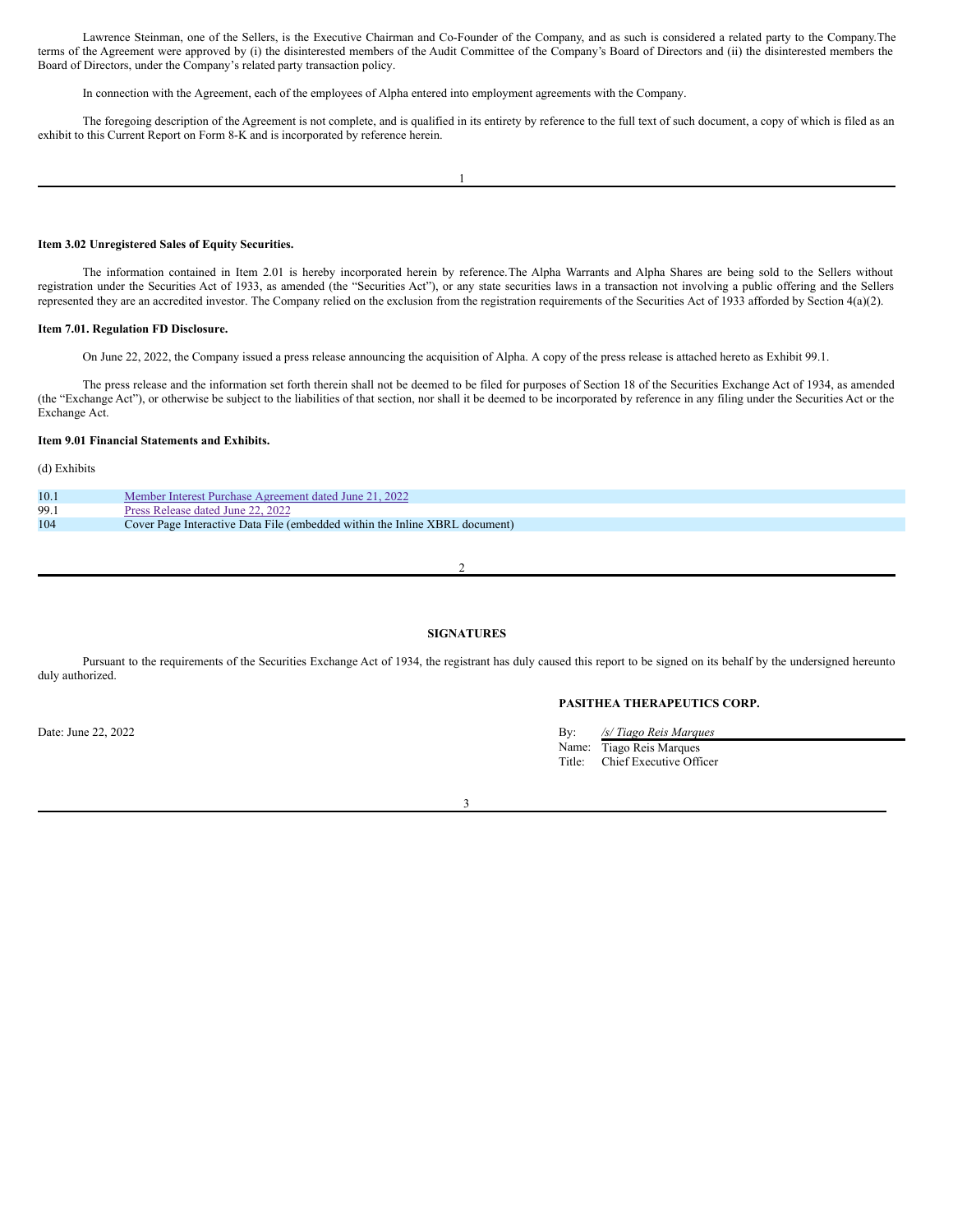Lawrence Steinman, one of the Sellers, is the Executive Chairman and Co-Founder of the Company, and as such is considered a related party to the Company.The terms of the Agreement were approved by (i) the disinterested members of the Audit Committee of the Company's Board of Directors and (ii) the disinterested members the Board of Directors, under the Company's related party transaction policy.

In connection with the Agreement, each of the employees of Alpha entered into employment agreements with the Company.

The foregoing description of the Agreement is not complete, and is qualified in its entirety by reference to the full text of such document, a copy of which is filed as an exhibit to this Current Report on Form 8-K and is incorporated by reference herein.

**Item 3.02 Unregistered Sales of Equity Securities.**

The information contained in Item 2.01 is hereby incorporated herein by reference.The Alpha Warrants and Alpha Shares are being sold to the Sellers without registration under the Securities Act of 1933, as amended (the "Securities Act"), or any state securities laws in a transaction not involving a public offering and the Sellers represented they are an accredited investor. The Company relied on the exclusion from the registration requirements of the Securities Act of 1933 afforded by Section 4(a)(2).

**Item 7.01. Regulation FD Disclosure.**

On June 22, 2022, the Company issued a press release announcing the acquisition of Alpha. A copy of the press release is attached hereto as Exhibit 99.1.

The press release and the information set forth therein shall not be deemed to be filed for purposes of Section 18 of the Securities Exchange Act of 1934, as amended (the "Exchange Act"), or otherwise be subject to the liabilities of that section, nor shall it be deemed to be incorporated by reference in any filing under the Securities Act or the Exchange Act.

**Item 9.01 Financial Statements and Exhibits.**

(d) Exhibits

| | |
|---|---|
| 10.1 | Member Interest Purchase Agreement dated June 21, 2022 |
| 99.1 | Press Release dated June 22, 2022 |
| 104 | Cover Page Interactive Data File (embedded within the Inline XBRL document) |

**SIGNATURES**

Pursuant to the requirements of the Securities Exchange Act of 1934, the registrant has duly caused this report to be signed on its behalf by the undersigned hereunto duly authorized.

**PASITHEA THERAPEUTICS CORP.**

Date: June 22, 2022

By: */s/ Tiago Reis Marques*
Name: Tiago Reis Marques
Title: Chief Executive Officer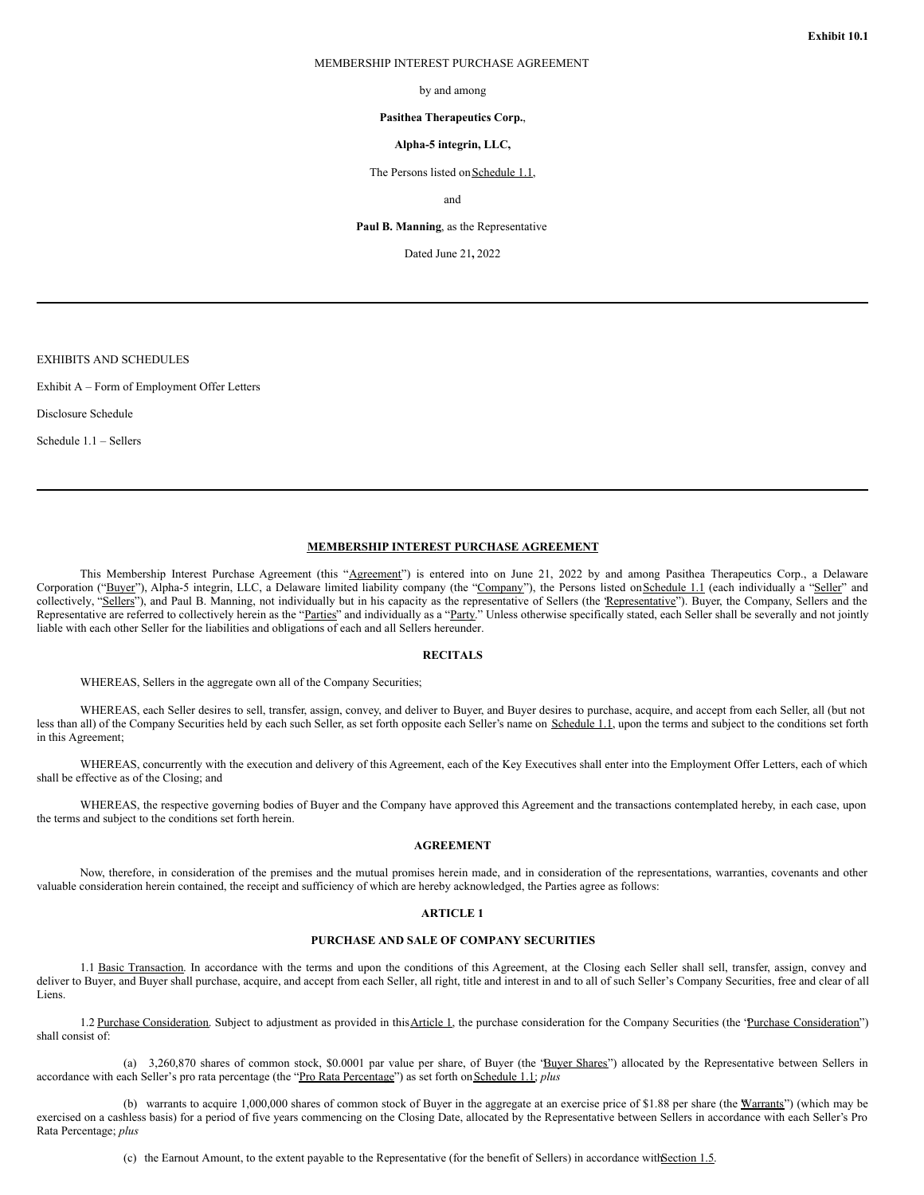**Exhibit 10.1**

MEMBERSHIP INTEREST PURCHASE AGREEMENT

by and among

**Pasithea Therapeutics Corp.**,

**Alpha-5 integrin, LLC,**

The Persons listed on Schedule 1.1,

and

**Paul B. Manning**, as the Representative

Dated June 21**,** 2022

---

EXHIBITS AND SCHEDULES

Exhibit A – Form of Employment Offer Letters

Disclosure Schedule

Schedule 1.1 – Sellers

---

## MEMBERSHIP INTEREST PURCHASE AGREEMENT

This Membership Interest Purchase Agreement (this "Agreement") is entered into on June 21, 2022 by and among Pasithea Therapeutics Corp., a Delaware Corporation ("Buyer"), Alpha-5 integrin, LLC, a Delaware limited liability company (the "Company"), the Persons listed on Schedule 1.1 (each individually a "Seller" and collectively, "Sellers"), and Paul B. Manning, not individually but in his capacity as the representative of Sellers (the "Representative"). Buyer, the Company, Sellers and the Representative are referred to collectively herein as the "Parties" and individually as a "Party." Unless otherwise specifically stated, each Seller shall be severally and not jointly liable with each other Seller for the liabilities and obligations of each and all Sellers hereunder.

### RECITALS

WHEREAS, Sellers in the aggregate own all of the Company Securities;

WHEREAS, each Seller desires to sell, transfer, assign, convey, and deliver to Buyer, and Buyer desires to purchase, acquire, and accept from each Seller, all (but not less than all) of the Company Securities held by each such Seller, as set forth opposite each Seller's name on Schedule 1.1, upon the terms and subject to the conditions set forth in this Agreement;

WHEREAS, concurrently with the execution and delivery of this Agreement, each of the Key Executives shall enter into the Employment Offer Letters, each of which shall be effective as of the Closing; and

WHEREAS, the respective governing bodies of Buyer and the Company have approved this Agreement and the transactions contemplated hereby, in each case, upon the terms and subject to the conditions set forth herein.

### AGREEMENT

Now, therefore, in consideration of the premises and the mutual promises herein made, and in consideration of the representations, warranties, covenants and other valuable consideration herein contained, the receipt and sufficiency of which are hereby acknowledged, the Parties agree as follows:

### ARTICLE 1

### PURCHASE AND SALE OF COMPANY SECURITIES

1.1 Basic Transaction. In accordance with the terms and upon the conditions of this Agreement, at the Closing each Seller shall sell, transfer, assign, convey and deliver to Buyer, and Buyer shall purchase, acquire, and accept from each Seller, all right, title and interest in and to all of such Seller's Company Securities, free and clear of all Liens.

1.2 Purchase Consideration. Subject to adjustment as provided in this Article 1, the purchase consideration for the Company Securities (the "Purchase Consideration") shall consist of:

(a) 3,260,870 shares of common stock, $0.0001 par value per share, of Buyer (the "Buyer Shares") allocated by the Representative between Sellers in accordance with each Seller's pro rata percentage (the "Pro Rata Percentage") as set forth on Schedule 1.1; *plus*

(b) warrants to acquire 1,000,000 shares of common stock of Buyer in the aggregate at an exercise price of $1.88 per share (the "Warrants") (which may be exercised on a cashless basis) for a period of five years commencing on the Closing Date, allocated by the Representative between Sellers in accordance with each Seller's Pro Rata Percentage; *plus*

(c) the Earnout Amount, to the extent payable to the Representative (for the benefit of Sellers) in accordance with Section 1.5.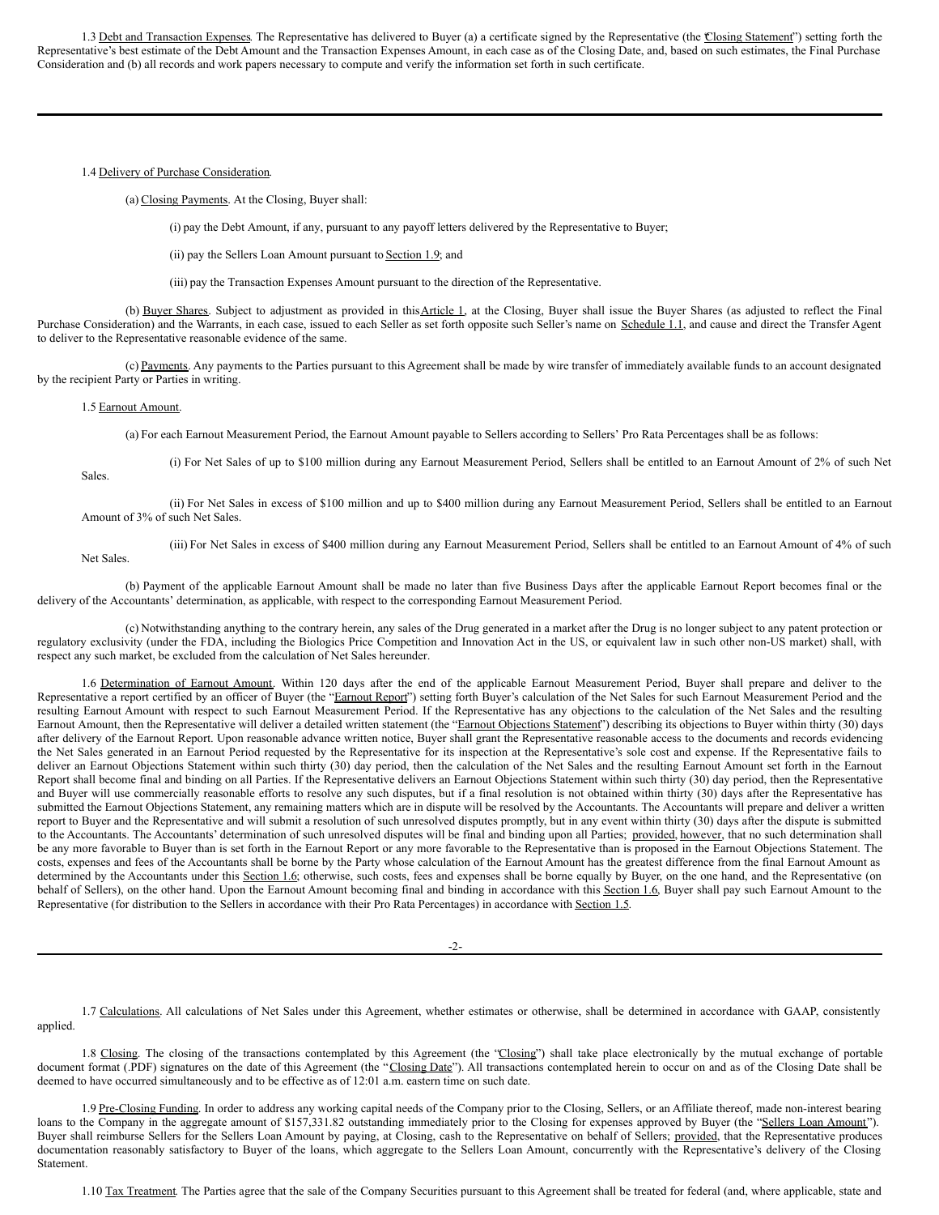1.3 Debt and Transaction Expenses. The Representative has delivered to Buyer (a) a certificate signed by the Representative (the "Closing Statement") setting forth the Representative's best estimate of the Debt Amount and the Transaction Expenses Amount, in each case as of the Closing Date, and, based on such estimates, the Final Purchase Consideration and (b) all records and work papers necessary to compute and verify the information set forth in such certificate.

1.4 Delivery of Purchase Consideration.

(a) Closing Payments. At the Closing, Buyer shall:

(i) pay the Debt Amount, if any, pursuant to any payoff letters delivered by the Representative to Buyer;

(ii) pay the Sellers Loan Amount pursuant to Section 1.9; and

(iii) pay the Transaction Expenses Amount pursuant to the direction of the Representative.

(b) Buyer Shares. Subject to adjustment as provided in this Article 1, at the Closing, Buyer shall issue the Buyer Shares (as adjusted to reflect the Final Purchase Consideration) and the Warrants, in each case, issued to each Seller as set forth opposite such Seller's name on Schedule 1.1, and cause and direct the Transfer Agent to deliver to the Representative reasonable evidence of the same.

(c) Payments. Any payments to the Parties pursuant to this Agreement shall be made by wire transfer of immediately available funds to an account designated by the recipient Party or Parties in writing.

1.5 Earnout Amount.

(a) For each Earnout Measurement Period, the Earnout Amount payable to Sellers according to Sellers' Pro Rata Percentages shall be as follows:

(i) For Net Sales of up to $100 million during any Earnout Measurement Period, Sellers shall be entitled to an Earnout Amount of 2% of such Net Sales.

(ii) For Net Sales in excess of $100 million and up to $400 million during any Earnout Measurement Period, Sellers shall be entitled to an Earnout Amount of 3% of such Net Sales.

(iii) For Net Sales in excess of $400 million during any Earnout Measurement Period, Sellers shall be entitled to an Earnout Amount of 4% of such Net Sales.

(b) Payment of the applicable Earnout Amount shall be made no later than five Business Days after the applicable Earnout Report becomes final or the delivery of the Accountants' determination, as applicable, with respect to the corresponding Earnout Measurement Period.

(c) Notwithstanding anything to the contrary herein, any sales of the Drug generated in a market after the Drug is no longer subject to any patent protection or regulatory exclusivity (under the FDA, including the Biologics Price Competition and Innovation Act in the US, or equivalent law in such other non-US market) shall, with respect any such market, be excluded from the calculation of Net Sales hereunder.

1.6 Determination of Earnout Amount. Within 120 days after the end of the applicable Earnout Measurement Period, Buyer shall prepare and deliver to the Representative a report certified by an officer of Buyer (the "Earnout Report") setting forth Buyer's calculation of the Net Sales for such Earnout Measurement Period and the resulting Earnout Amount with respect to such Earnout Measurement Period. If the Representative has any objections to the calculation of the Net Sales and the resulting Earnout Amount, then the Representative will deliver a detailed written statement (the "Earnout Objections Statement") describing its objections to Buyer within thirty (30) days after delivery of the Earnout Report. Upon reasonable advance written notice, Buyer shall grant the Representative reasonable access to the documents and records evidencing the Net Sales generated in an Earnout Period requested by the Representative for its inspection at the Representative's sole cost and expense. If the Representative fails to deliver an Earnout Objections Statement within such thirty (30) day period, then the calculation of the Net Sales and the resulting Earnout Amount set forth in the Earnout Report shall become final and binding on all Parties. If the Representative delivers an Earnout Objections Statement within such thirty (30) day period, then the Representative and Buyer will use commercially reasonable efforts to resolve any such disputes, but if a final resolution is not obtained within thirty (30) days after the Representative has submitted the Earnout Objections Statement, any remaining matters which are in dispute will be resolved by the Accountants. The Accountants will prepare and deliver a written report to Buyer and the Representative and will submit a resolution of such unresolved disputes promptly, but in any event within thirty (30) days after the dispute is submitted to the Accountants. The Accountants' determination of such unresolved disputes will be final and binding upon all Parties; provided, however, that no such determination shall be any more favorable to Buyer than is set forth in the Earnout Report or any more favorable to the Representative than is proposed in the Earnout Objections Statement. The costs, expenses and fees of the Accountants shall be borne by the Party whose calculation of the Earnout Amount has the greatest difference from the final Earnout Amount as determined by the Accountants under this Section 1.6; otherwise, such costs, fees and expenses shall be borne equally by Buyer, on the one hand, and the Representative (on behalf of Sellers), on the other hand. Upon the Earnout Amount becoming final and binding in accordance with this Section 1.6, Buyer shall pay such Earnout Amount to the Representative (for distribution to the Sellers in accordance with their Pro Rata Percentages) in accordance with Section 1.5.

1.7 Calculations. All calculations of Net Sales under this Agreement, whether estimates or otherwise, shall be determined in accordance with GAAP, consistently applied.

1.8 Closing. The closing of the transactions contemplated by this Agreement (the "Closing") shall take place electronically by the mutual exchange of portable document format (.PDF) signatures on the date of this Agreement (the "Closing Date"). All transactions contemplated herein to occur on and as of the Closing Date shall be deemed to have occurred simultaneously and to be effective as of 12:01 a.m. eastern time on such date.

1.9 Pre-Closing Funding. In order to address any working capital needs of the Company prior to the Closing, Sellers, or an Affiliate thereof, made non-interest bearing loans to the Company in the aggregate amount of $157,331.82 outstanding immediately prior to the Closing for expenses approved by Buyer (the "Sellers Loan Amount"). Buyer shall reimburse Sellers for the Sellers Loan Amount by paying, at Closing, cash to the Representative on behalf of Sellers; provided, that the Representative produces documentation reasonably satisfactory to Buyer of the loans, which aggregate to the Sellers Loan Amount, concurrently with the Representative's delivery of the Closing Statement.

1.10 Tax Treatment. The Parties agree that the sale of the Company Securities pursuant to this Agreement shall be treated for federal (and, where applicable, state and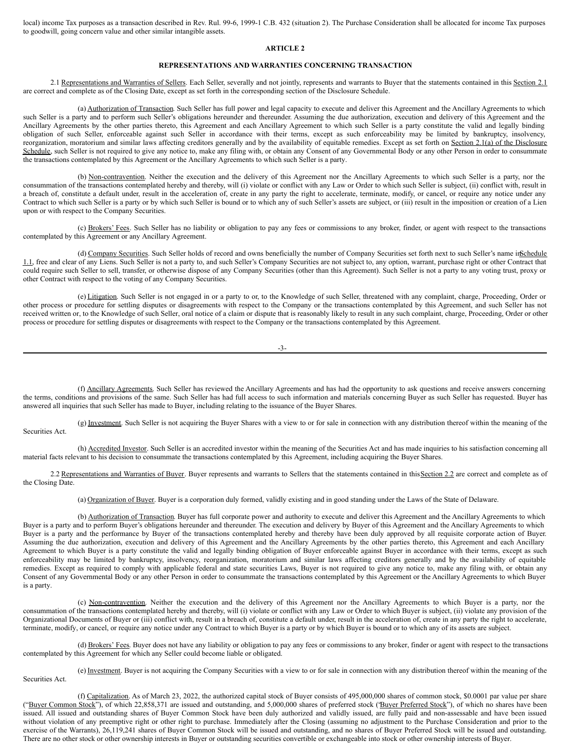local) income Tax purposes as a transaction described in Rev. Rul. 99-6, 1999-1 C.B. 432 (situation 2). The Purchase Consideration shall be allocated for income Tax purposes to goodwill, going concern value and other similar intangible assets.

## ARTICLE 2

## REPRESENTATIONS AND WARRANTIES CONCERNING TRANSACTION

2.1 Representations and Warranties of Sellers. Each Seller, severally and not jointly, represents and warrants to Buyer that the statements contained in this Section 2.1 are correct and complete as of the Closing Date, except as set forth in the corresponding section of the Disclosure Schedule.

(a) Authorization of Transaction. Such Seller has full power and legal capacity to execute and deliver this Agreement and the Ancillary Agreements to which such Seller is a party and to perform such Seller's obligations hereunder and thereunder. Assuming the due authorization, execution and delivery of this Agreement and the Ancillary Agreements by the other parties thereto, this Agreement and each Ancillary Agreement to which such Seller is a party constitute the valid and legally binding obligation of such Seller, enforceable against such Seller in accordance with their terms, except as such enforceability may be limited by bankruptcy, insolvency, reorganization, moratorium and similar laws affecting creditors generally and by the availability of equitable remedies. Except as set forth on Section 2.1(a) of the Disclosure Schedule, such Seller is not required to give any notice to, make any filing with, or obtain any Consent of any Governmental Body or any other Person in order to consummate the transactions contemplated by this Agreement or the Ancillary Agreements to which such Seller is a party.

(b) Non-contravention. Neither the execution and the delivery of this Agreement nor the Ancillary Agreements to which such Seller is a party, nor the consummation of the transactions contemplated hereby and thereby, will (i) violate or conflict with any Law or Order to which such Seller is subject, (ii) conflict with, result in a breach of, constitute a default under, result in the acceleration of, create in any party the right to accelerate, terminate, modify, or cancel, or require any notice under any Contract to which such Seller is a party or by which such Seller is bound or to which any of such Seller's assets are subject, or (iii) result in the imposition or creation of a Lien upon or with respect to the Company Securities.

(c) Brokers' Fees. Such Seller has no liability or obligation to pay any fees or commissions to any broker, finder, or agent with respect to the transactions contemplated by this Agreement or any Ancillary Agreement.

(d) Company Securities. Such Seller holds of record and owns beneficially the number of Company Securities set forth next to such Seller's name in Schedule 1.1, free and clear of any Liens. Such Seller is not a party to, and such Seller's Company Securities are not subject to, any option, warrant, purchase right or other Contract that could require such Seller to sell, transfer, or otherwise dispose of any Company Securities (other than this Agreement). Such Seller is not a party to any voting trust, proxy or other Contract with respect to the voting of any Company Securities.

(e) Litigation. Such Seller is not engaged in or a party to or, to the Knowledge of such Seller, threatened with any complaint, charge, Proceeding, Order or other process or procedure for settling disputes or disagreements with respect to the Company or the transactions contemplated by this Agreement, and such Seller has not received written or, to the Knowledge of such Seller, oral notice of a claim or dispute that is reasonably likely to result in any such complaint, charge, Proceeding, Order or other process or procedure for settling disputes or disagreements with respect to the Company or the transactions contemplated by this Agreement.

(f) Ancillary Agreements. Such Seller has reviewed the Ancillary Agreements and has had the opportunity to ask questions and receive answers concerning the terms, conditions and provisions of the same. Such Seller has had full access to such information and materials concerning Buyer as such Seller has requested. Buyer has answered all inquiries that such Seller has made to Buyer, including relating to the issuance of the Buyer Shares.

(g) Investment. Such Seller is not acquiring the Buyer Shares with a view to or for sale in connection with any distribution thereof within the meaning of the Securities Act.

(h) Accredited Investor. Such Seller is an accredited investor within the meaning of the Securities Act and has made inquiries to his satisfaction concerning all material facts relevant to his decision to consummate the transactions contemplated by this Agreement, including acquiring the Buyer Shares.

2.2 Representations and Warranties of Buyer. Buyer represents and warrants to Sellers that the statements contained in this Section 2.2 are correct and complete as of the Closing Date.

(a) Organization of Buyer. Buyer is a corporation duly formed, validly existing and in good standing under the Laws of the State of Delaware.

(b) Authorization of Transaction. Buyer has full corporate power and authority to execute and deliver this Agreement and the Ancillary Agreements to which Buyer is a party and to perform Buyer's obligations hereunder and thereunder. The execution and delivery by Buyer of this Agreement and the Ancillary Agreements to which Buyer is a party and the performance by Buyer of the transactions contemplated hereby and thereby have been duly approved by all requisite corporate action of Buyer. Assuming the due authorization, execution and delivery of this Agreement and the Ancillary Agreements by the other parties thereto, this Agreement and each Ancillary Agreement to which Buyer is a party constitute the valid and legally binding obligation of Buyer enforceable against Buyer in accordance with their terms, except as such enforceability may be limited by bankruptcy, insolvency, reorganization, moratorium and similar laws affecting creditors generally and by the availability of equitable remedies. Except as required to comply with applicable federal and state securities Laws, Buyer is not required to give any notice to, make any filing with, or obtain any Consent of any Governmental Body or any other Person in order to consummate the transactions contemplated by this Agreement or the Ancillary Agreements to which Buyer is a party.

(c) Non-contravention. Neither the execution and the delivery of this Agreement nor the Ancillary Agreements to which Buyer is a party, nor the consummation of the transactions contemplated hereby and thereby, will (i) violate or conflict with any Law or Order to which Buyer is subject, (ii) violate any provision of the Organizational Documents of Buyer or (iii) conflict with, result in a breach of, constitute a default under, result in the acceleration of, create in any party the right to accelerate, terminate, modify, or cancel, or require any notice under any Contract to which Buyer is a party or by which Buyer is bound or to which any of its assets are subject.

(d) Brokers' Fees. Buyer does not have any liability or obligation to pay any fees or commissions to any broker, finder or agent with respect to the transactions contemplated by this Agreement for which any Seller could become liable or obligated.

(e) Investment. Buyer is not acquiring the Company Securities with a view to or for sale in connection with any distribution thereof within the meaning of the Securities Act.

(f) Capitalization. As of March 23, 2022, the authorized capital stock of Buyer consists of 495,000,000 shares of common stock, $0.0001 par value per share ("Buyer Common Stock"), of which 22,858,371 are issued and outstanding, and 5,000,000 shares of preferred stock ("Buyer Preferred Stock"), of which no shares have been issued. All issued and outstanding shares of Buyer Common Stock have been duly authorized and validly issued, are fully paid and non-assessable and have been issued without violation of any preemptive right or other right to purchase. Immediately after the Closing (assuming no adjustment to the Purchase Consideration and prior to the exercise of the Warrants), 26,119,241 shares of Buyer Common Stock will be issued and outstanding, and no shares of Buyer Preferred Stock will be issued and outstanding. There are no other stock or other ownership interests in Buyer or outstanding securities convertible or exchangeable into stock or other ownership interests of Buyer.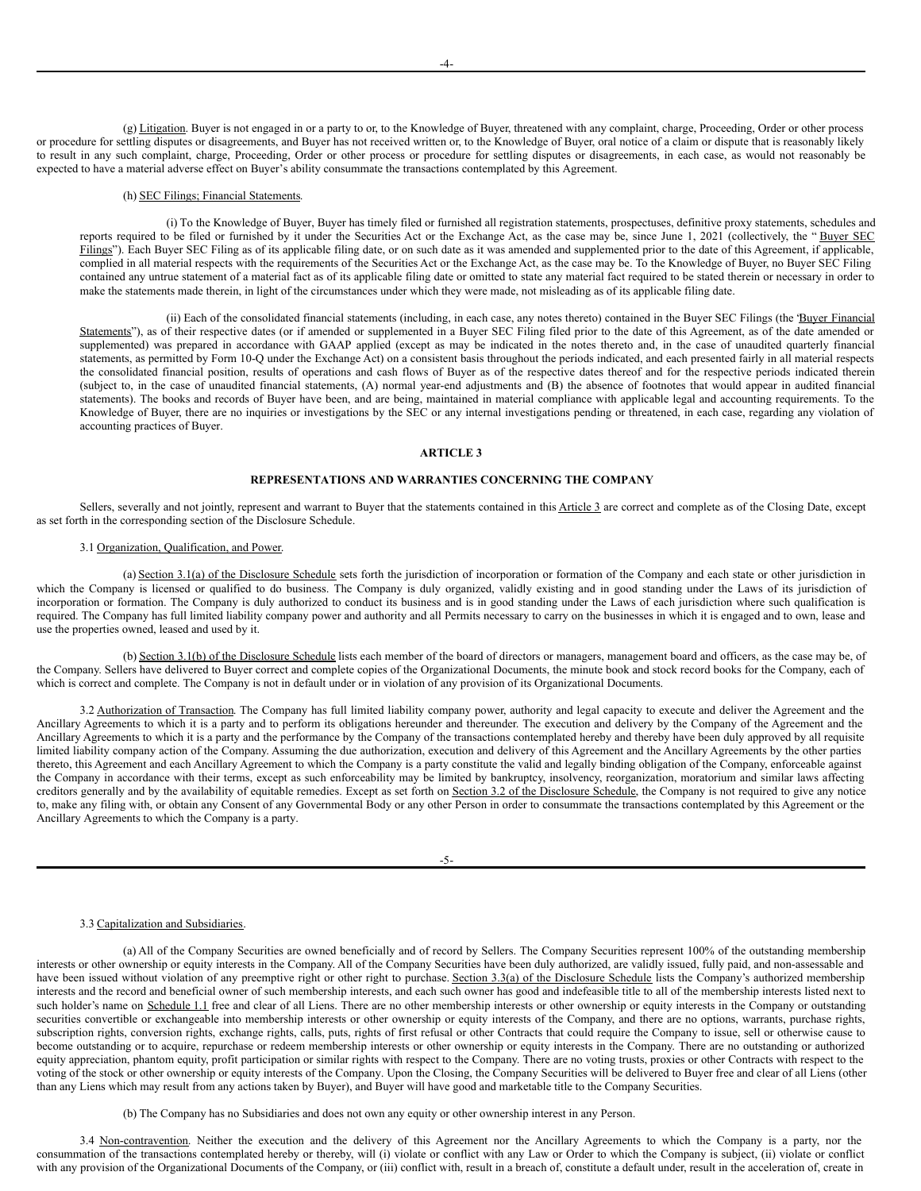(g) Litigation. Buyer is not engaged in or a party to or, to the Knowledge of Buyer, threatened with any complaint, charge, Proceeding, Order or other process or procedure for settling disputes or disagreements, and Buyer has not received written or, to the Knowledge of Buyer, oral notice of a claim or dispute that is reasonably likely to result in any such complaint, charge, Proceeding, Order or other process or procedure for settling disputes or disagreements, in each case, as would not reasonably be expected to have a material adverse effect on Buyer's ability consummate the transactions contemplated by this Agreement.

(h) SEC Filings; Financial Statements.

(i) To the Knowledge of Buyer, Buyer has timely filed or furnished all registration statements, prospectuses, definitive proxy statements, schedules and reports required to be filed or furnished by it under the Securities Act or the Exchange Act, as the case may be, since June 1, 2021 (collectively, the "Buyer SEC Filings"). Each Buyer SEC Filing as of its applicable filing date, or on such date as it was amended and supplemented prior to the date of this Agreement, if applicable, complied in all material respects with the requirements of the Securities Act or the Exchange Act, as the case may be. To the Knowledge of Buyer, no Buyer SEC Filing contained any untrue statement of a material fact as of its applicable filing date or omitted to state any material fact required to be stated therein or necessary in order to make the statements made therein, in light of the circumstances under which they were made, not misleading as of its applicable filing date.

(ii) Each of the consolidated financial statements (including, in each case, any notes thereto) contained in the Buyer SEC Filings (the "Buyer Financial Statements"), as of their respective dates (or if amended or supplemented in a Buyer SEC Filing filed prior to the date of this Agreement, as of the date amended or supplemented) was prepared in accordance with GAAP applied (except as may be indicated in the notes thereto and, in the case of unaudited quarterly financial statements, as permitted by Form 10-Q under the Exchange Act) on a consistent basis throughout the periods indicated, and each presented fairly in all material respects the consolidated financial position, results of operations and cash flows of Buyer as of the respective dates thereof and for the respective periods indicated therein (subject to, in the case of unaudited financial statements, (A) normal year-end adjustments and (B) the absence of footnotes that would appear in audited financial statements). The books and records of Buyer have been, and are being, maintained in material compliance with applicable legal and accounting requirements. To the Knowledge of Buyer, there are no inquiries or investigations by the SEC or any internal investigations pending or threatened, in each case, regarding any violation of accounting practices of Buyer.

## ARTICLE 3

## REPRESENTATIONS AND WARRANTIES CONCERNING THE COMPANY

Sellers, severally and not jointly, represent and warrant to Buyer that the statements contained in this Article 3 are correct and complete as of the Closing Date, except as set forth in the corresponding section of the Disclosure Schedule.

3.1 Organization, Qualification, and Power.

(a) Section 3.1(a) of the Disclosure Schedule sets forth the jurisdiction of incorporation or formation of the Company and each state or other jurisdiction in which the Company is licensed or qualified to do business. The Company is duly organized, validly existing and in good standing under the Laws of its jurisdiction of incorporation or formation. The Company is duly authorized to conduct its business and is in good standing under the Laws of each jurisdiction where such qualification is required. The Company has full limited liability company power and authority and all Permits necessary to carry on the businesses in which it is engaged and to own, lease and use the properties owned, leased and used by it.

(b) Section 3.1(b) of the Disclosure Schedule lists each member of the board of directors or managers, management board and officers, as the case may be, of the Company. Sellers have delivered to Buyer correct and complete copies of the Organizational Documents, the minute book and stock record books for the Company, each of which is correct and complete. The Company is not in default under or in violation of any provision of its Organizational Documents.

3.2 Authorization of Transaction. The Company has full limited liability company power, authority and legal capacity to execute and deliver the Agreement and the Ancillary Agreements to which it is a party and to perform its obligations hereunder and thereunder. The execution and delivery by the Company of the Agreement and the Ancillary Agreements to which it is a party and the performance by the Company of the transactions contemplated hereby and thereby have been duly approved by all requisite limited liability company action of the Company. Assuming the due authorization, execution and delivery of this Agreement and the Ancillary Agreements by the other parties thereto, this Agreement and each Ancillary Agreement to which the Company is a party constitute the valid and legally binding obligation of the Company, enforceable against the Company in accordance with their terms, except as such enforceability may be limited by bankruptcy, insolvency, reorganization, moratorium and similar laws affecting creditors generally and by the availability of equitable remedies. Except as set forth on Section 3.2 of the Disclosure Schedule, the Company is not required to give any notice to, make any filing with, or obtain any Consent of any Governmental Body or any other Person in order to consummate the transactions contemplated by this Agreement or the Ancillary Agreements to which the Company is a party.

3.3 Capitalization and Subsidiaries.

(a) All of the Company Securities are owned beneficially and of record by Sellers. The Company Securities represent 100% of the outstanding membership interests or other ownership or equity interests in the Company. All of the Company Securities have been duly authorized, are validly issued, fully paid, and non-assessable and have been issued without violation of any preemptive right or other right to purchase. Section 3.3(a) of the Disclosure Schedule lists the Company's authorized membership interests and the record and beneficial owner of such membership interests, and each such owner has good and indefeasible title to all of the membership interests listed next to such holder's name on Schedule 1.1 free and clear of all Liens. There are no other membership interests or other ownership or equity interests in the Company or outstanding securities convertible or exchangeable into membership interests or other ownership or equity interests of the Company, and there are no options, warrants, purchase rights, subscription rights, conversion rights, exchange rights, calls, puts, rights of first refusal or other Contracts that could require the Company to issue, sell or otherwise cause to become outstanding or to acquire, repurchase or redeem membership interests or other ownership or equity interests in the Company. There are no outstanding or authorized equity appreciation, phantom equity, profit participation or similar rights with respect to the Company. There are no voting trusts, proxies or other Contracts with respect to the voting of the stock or other ownership or equity interests of the Company. Upon the Closing, the Company Securities will be delivered to Buyer free and clear of all Liens (other than any Liens which may result from any actions taken by Buyer), and Buyer will have good and marketable title to the Company Securities.

(b) The Company has no Subsidiaries and does not own any equity or other ownership interest in any Person.

3.4 Non-contravention. Neither the execution and the delivery of this Agreement nor the Ancillary Agreements to which the Company is a party, nor the consummation of the transactions contemplated hereby or thereby, will (i) violate or conflict with any Law or Order to which the Company is subject, (ii) violate or conflict with any provision of the Organizational Documents of the Company, or (iii) conflict with, result in a breach of, constitute a default under, result in the acceleration of, create in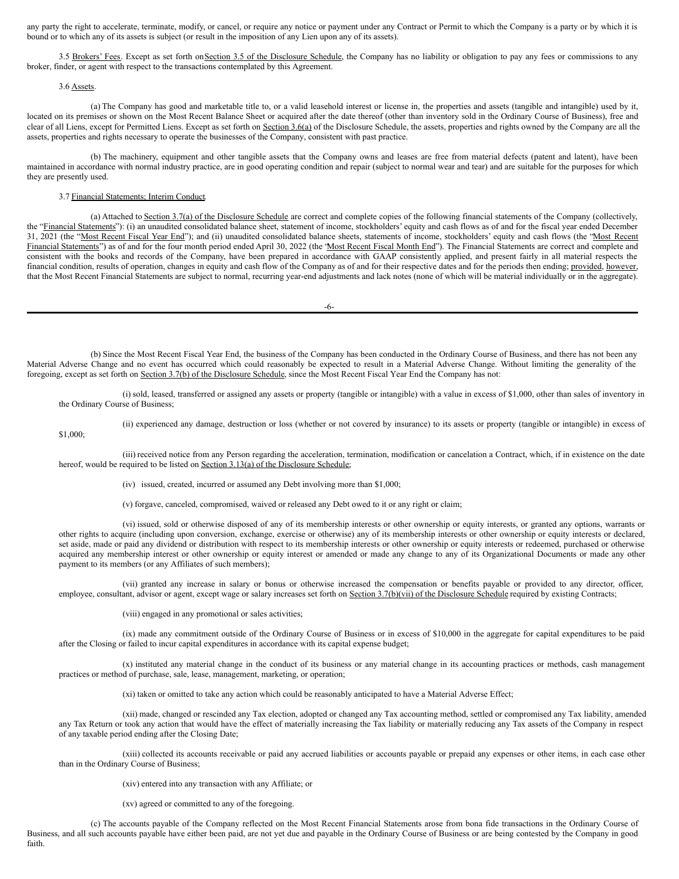any party the right to accelerate, terminate, modify, or cancel, or require any notice or payment under any Contract or Permit to which the Company is a party or by which it is bound or to which any of its assets is subject (or result in the imposition of any Lien upon any of its assets).

3.5 Brokers' Fees. Except as set forth on Section 3.5 of the Disclosure Schedule, the Company has no liability or obligation to pay any fees or commissions to any broker, finder, or agent with respect to the transactions contemplated by this Agreement.

3.6 Assets.

(a) The Company has good and marketable title to, or a valid leasehold interest or license in, the properties and assets (tangible and intangible) used by it, located on its premises or shown on the Most Recent Balance Sheet or acquired after the date thereof (other than inventory sold in the Ordinary Course of Business), free and clear of all Liens, except for Permitted Liens. Except as set forth on Section 3.6(a) of the Disclosure Schedule, the assets, properties and rights owned by the Company are all the assets, properties and rights necessary to operate the businesses of the Company, consistent with past practice.

(b) The machinery, equipment and other tangible assets that the Company owns and leases are free from material defects (patent and latent), have been maintained in accordance with normal industry practice, are in good operating condition and repair (subject to normal wear and tear) and are suitable for the purposes for which they are presently used.

3.7 Financial Statements; Interim Conduct.

(a) Attached to Section 3.7(a) of the Disclosure Schedule are correct and complete copies of the following financial statements of the Company (collectively, the "Financial Statements"): (i) an unaudited consolidated balance sheet, statement of income, stockholders' equity and cash flows as of and for the fiscal year ended December 31, 2021 (the "Most Recent Fiscal Year End"); and (ii) unaudited consolidated balance sheets, statements of income, stockholders' equity and cash flows (the "Most Recent Financial Statements") as of and for the four month period ended April 30, 2022 (the "Most Recent Fiscal Month End"). The Financial Statements are correct and complete and consistent with the books and records of the Company, have been prepared in accordance with GAAP consistently applied, and present fairly in all material respects the financial condition, results of operation, changes in equity and cash flow of the Company as of and for their respective dates and for the periods then ending; provided, however, that the Most Recent Financial Statements are subject to normal, recurring year-end adjustments and lack notes (none of which will be material individually or in the aggregate).

(b) Since the Most Recent Fiscal Year End, the business of the Company has been conducted in the Ordinary Course of Business, and there has not been any Material Adverse Change and no event has occurred which could reasonably be expected to result in a Material Adverse Change. Without limiting the generality of the foregoing, except as set forth on Section 3.7(b) of the Disclosure Schedule, since the Most Recent Fiscal Year End the Company has not:

(i) sold, leased, transferred or assigned any assets or property (tangible or intangible) with a value in excess of $1,000, other than sales of inventory in the Ordinary Course of Business;

(ii) experienced any damage, destruction or loss (whether or not covered by insurance) to its assets or property (tangible or intangible) in excess of $1,000;

(iii) received notice from any Person regarding the acceleration, termination, modification or cancelation a Contract, which, if in existence on the date hereof, would be required to be listed on Section 3.13(a) of the Disclosure Schedule;

(iv) issued, created, incurred or assumed any Debt involving more than $1,000;

(v) forgave, canceled, compromised, waived or released any Debt owed to it or any right or claim;

(vi) issued, sold or otherwise disposed of any of its membership interests or other ownership or equity interests, or granted any options, warrants or other rights to acquire (including upon conversion, exchange, exercise or otherwise) any of its membership interests or other ownership or equity interests or declared, set aside, made or paid any dividend or distribution with respect to its membership interests or other ownership or equity interests or redeemed, purchased or otherwise acquired any membership interest or other ownership or equity interest or amended or made any change to any of its Organizational Documents or made any other payment to its members (or any Affiliates of such members);

(vii) granted any increase in salary or bonus or otherwise increased the compensation or benefits payable or provided to any director, officer, employee, consultant, advisor or agent, except wage or salary increases set forth on Section 3.7(b)(vii) of the Disclosure Schedule required by existing Contracts;

(viii) engaged in any promotional or sales activities;

(ix) made any commitment outside of the Ordinary Course of Business or in excess of $10,000 in the aggregate for capital expenditures to be paid after the Closing or failed to incur capital expenditures in accordance with its capital expense budget;

(x) instituted any material change in the conduct of its business or any material change in its accounting practices or methods, cash management practices or method of purchase, sale, lease, management, marketing, or operation;

(xi) taken or omitted to take any action which could be reasonably anticipated to have a Material Adverse Effect;

(xii) made, changed or rescinded any Tax election, adopted or changed any Tax accounting method, settled or compromised any Tax liability, amended any Tax Return or took any action that would have the effect of materially increasing the Tax liability or materially reducing any Tax assets of the Company in respect of any taxable period ending after the Closing Date;

(xiii) collected its accounts receivable or paid any accrued liabilities or accounts payable or prepaid any expenses or other items, in each case other than in the Ordinary Course of Business;

(xiv) entered into any transaction with any Affiliate; or

(xv) agreed or committed to any of the foregoing.

(c) The accounts payable of the Company reflected on the Most Recent Financial Statements arose from bona fide transactions in the Ordinary Course of Business, and all such accounts payable have either been paid, are not yet due and payable in the Ordinary Course of Business or are being contested by the Company in good faith.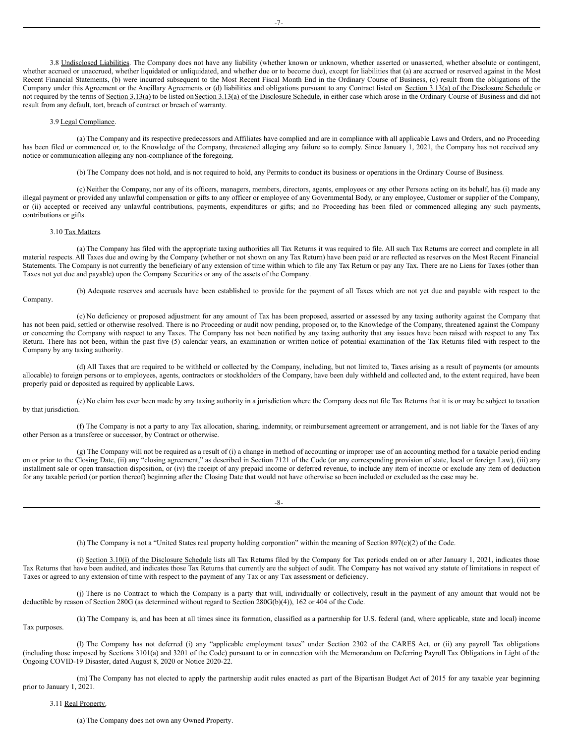3.8 Undisclosed Liabilities. The Company does not have any liability (whether known or unknown, whether asserted or unasserted, whether absolute or contingent, whether accrued or unaccrued, whether liquidated or unliquidated, and whether due or to become due), except for liabilities that (a) are accrued or reserved against in the Most Recent Financial Statements, (b) were incurred subsequent to the Most Recent Fiscal Month End in the Ordinary Course of Business, (c) result from the obligations of the Company under this Agreement or the Ancillary Agreements or (d) liabilities and obligations pursuant to any Contract listed on Section 3.13(a) of the Disclosure Schedule or not required by the terms of Section 3.13(a) to be listed on Section 3.13(a) of the Disclosure Schedule, in either case which arose in the Ordinary Course of Business and did not result from any default, tort, breach of contract or breach of warranty.

3.9 Legal Compliance.

(a) The Company and its respective predecessors and Affiliates have complied and are in compliance with all applicable Laws and Orders, and no Proceeding has been filed or commenced or, to the Knowledge of the Company, threatened alleging any failure so to comply. Since January 1, 2021, the Company has not received any notice or communication alleging any non-compliance of the foregoing.

(b) The Company does not hold, and is not required to hold, any Permits to conduct its business or operations in the Ordinary Course of Business.

(c) Neither the Company, nor any of its officers, managers, members, directors, agents, employees or any other Persons acting on its behalf, has (i) made any illegal payment or provided any unlawful compensation or gifts to any officer or employee of any Governmental Body, or any employee, Customer or supplier of the Company, or (ii) accepted or received any unlawful contributions, payments, expenditures or gifts; and no Proceeding has been filed or commenced alleging any such payments, contributions or gifts.

3.10 Tax Matters.

(a) The Company has filed with the appropriate taxing authorities all Tax Returns it was required to file. All such Tax Returns are correct and complete in all material respects. All Taxes due and owing by the Company (whether or not shown on any Tax Return) have been paid or are reflected as reserves on the Most Recent Financial Statements. The Company is not currently the beneficiary of any extension of time within which to file any Tax Return or pay any Tax. There are no Liens for Taxes (other than Taxes not yet due and payable) upon the Company Securities or any of the assets of the Company.

(b) Adequate reserves and accruals have been established to provide for the payment of all Taxes which are not yet due and payable with respect to the Company.

(c) No deficiency or proposed adjustment for any amount of Tax has been proposed, asserted or assessed by any taxing authority against the Company that has not been paid, settled or otherwise resolved. There is no Proceeding or audit now pending, proposed or, to the Knowledge of the Company, threatened against the Company or concerning the Company with respect to any Taxes. The Company has not been notified by any taxing authority that any issues have been raised with respect to any Tax Return. There has not been, within the past five (5) calendar years, an examination or written notice of potential examination of the Tax Returns filed with respect to the Company by any taxing authority.

(d) All Taxes that are required to be withheld or collected by the Company, including, but not limited to, Taxes arising as a result of payments (or amounts allocable) to foreign persons or to employees, agents, contractors or stockholders of the Company, have been duly withheld and collected and, to the extent required, have been properly paid or deposited as required by applicable Laws.

(e) No claim has ever been made by any taxing authority in a jurisdiction where the Company does not file Tax Returns that it is or may be subject to taxation by that jurisdiction.

(f) The Company is not a party to any Tax allocation, sharing, indemnity, or reimbursement agreement or arrangement, and is not liable for the Taxes of any other Person as a transferee or successor, by Contract or otherwise.

(g) The Company will not be required as a result of (i) a change in method of accounting or improper use of an accounting method for a taxable period ending on or prior to the Closing Date, (ii) any "closing agreement," as described in Section 7121 of the Code (or any corresponding provision of state, local or foreign Law), (iii) any installment sale or open transaction disposition, or (iv) the receipt of any prepaid income or deferred revenue, to include any item of income or exclude any item of deduction for any taxable period (or portion thereof) beginning after the Closing Date that would not have otherwise so been included or excluded as the case may be.

(h) The Company is not a "United States real property holding corporation" within the meaning of Section 897(c)(2) of the Code.

(i) Section 3.10(i) of the Disclosure Schedule lists all Tax Returns filed by the Company for Tax periods ended on or after January 1, 2021, indicates those Tax Returns that have been audited, and indicates those Tax Returns that currently are the subject of audit. The Company has not waived any statute of limitations in respect of Taxes or agreed to any extension of time with respect to the payment of any Tax or any Tax assessment or deficiency.

(j) There is no Contract to which the Company is a party that will, individually or collectively, result in the payment of any amount that would not be deductible by reason of Section 280G (as determined without regard to Section 280G(b)(4)), 162 or 404 of the Code.

(k) The Company is, and has been at all times since its formation, classified as a partnership for U.S. federal (and, where applicable, state and local) income Tax purposes.

(l) The Company has not deferred (i) any "applicable employment taxes" under Section 2302 of the CARES Act, or (ii) any payroll Tax obligations (including those imposed by Sections 3101(a) and 3201 of the Code) pursuant to or in connection with the Memorandum on Deferring Payroll Tax Obligations in Light of the Ongoing COVID-19 Disaster, dated August 8, 2020 or Notice 2020-22.

(m) The Company has not elected to apply the partnership audit rules enacted as part of the Bipartisan Budget Act of 2015 for any taxable year beginning prior to January 1, 2021.

3.11 Real Property.

(a) The Company does not own any Owned Property.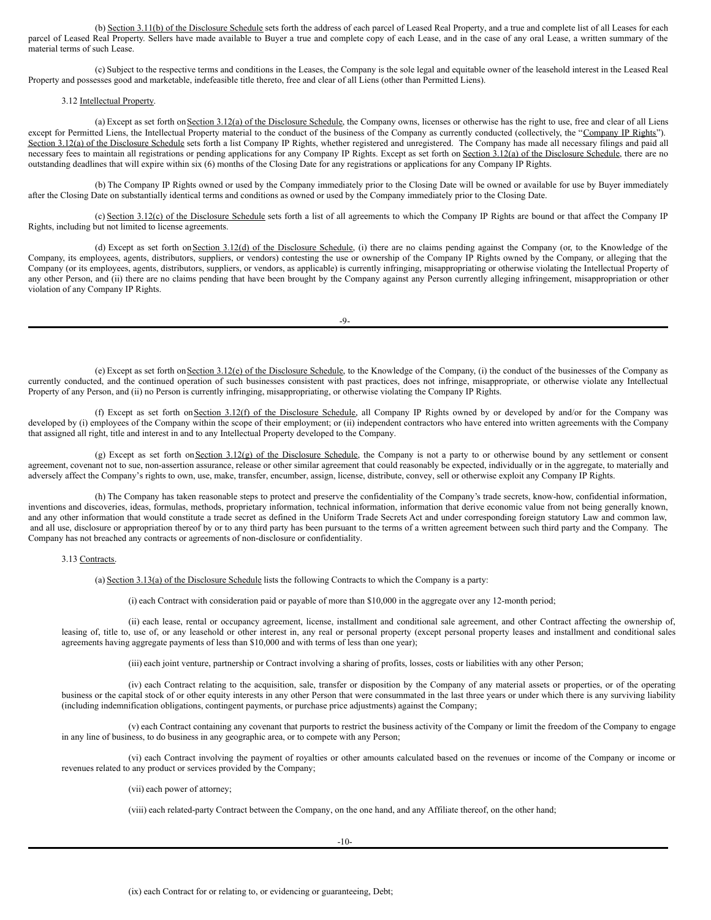(b) Section 3.11(b) of the Disclosure Schedule sets forth the address of each parcel of Leased Real Property, and a true and complete list of all Leases for each parcel of Leased Real Property. Sellers have made available to Buyer a true and complete copy of each Lease, and in the case of any oral Lease, a written summary of the material terms of such Lease.

(c) Subject to the respective terms and conditions in the Leases, the Company is the sole legal and equitable owner of the leasehold interest in the Leased Real Property and possesses good and marketable, indefeasible title thereto, free and clear of all Liens (other than Permitted Liens).

3.12 Intellectual Property.

(a) Except as set forth on Section 3.12(a) of the Disclosure Schedule, the Company owns, licenses or otherwise has the right to use, free and clear of all Liens except for Permitted Liens, the Intellectual Property material to the conduct of the business of the Company as currently conducted (collectively, the "Company IP Rights"). Section 3.12(a) of the Disclosure Schedule sets forth a list Company IP Rights, whether registered and unregistered. The Company has made all necessary filings and paid all necessary fees to maintain all registrations or pending applications for any Company IP Rights. Except as set forth on Section 3.12(a) of the Disclosure Schedule, there are no outstanding deadlines that will expire within six (6) months of the Closing Date for any registrations or applications for any Company IP Rights.

(b) The Company IP Rights owned or used by the Company immediately prior to the Closing Date will be owned or available for use by Buyer immediately after the Closing Date on substantially identical terms and conditions as owned or used by the Company immediately prior to the Closing Date.

(c) Section 3.12(c) of the Disclosure Schedule sets forth a list of all agreements to which the Company IP Rights are bound or that affect the Company IP Rights, including but not limited to license agreements.

(d) Except as set forth on Section 3.12(d) of the Disclosure Schedule, (i) there are no claims pending against the Company (or, to the Knowledge of the Company, its employees, agents, distributors, suppliers, or vendors) contesting the use or ownership of the Company IP Rights owned by the Company, or alleging that the Company (or its employees, agents, distributors, suppliers, or vendors, as applicable) is currently infringing, misappropriating or otherwise violating the Intellectual Property of any other Person, and (ii) there are no claims pending that have been brought by the Company against any Person currently alleging infringement, misappropriation or other violation of any Company IP Rights.

(e) Except as set forth on Section 3.12(e) of the Disclosure Schedule, to the Knowledge of the Company, (i) the conduct of the businesses of the Company as currently conducted, and the continued operation of such businesses consistent with past practices, does not infringe, misappropriate, or otherwise violate any Intellectual Property of any Person, and (ii) no Person is currently infringing, misappropriating, or otherwise violating the Company IP Rights.

(f) Except as set forth on Section 3.12(f) of the Disclosure Schedule, all Company IP Rights owned by or developed by and/or for the Company was developed by (i) employees of the Company within the scope of their employment; or (ii) independent contractors who have entered into written agreements with the Company that assigned all right, title and interest in and to any Intellectual Property developed to the Company.

(g) Except as set forth on Section 3.12(g) of the Disclosure Schedule, the Company is not a party to or otherwise bound by any settlement or consent agreement, covenant not to sue, non-assertion assurance, release or other similar agreement that could reasonably be expected, individually or in the aggregate, to materially and adversely affect the Company's rights to own, use, make, transfer, encumber, assign, license, distribute, convey, sell or otherwise exploit any Company IP Rights.

(h) The Company has taken reasonable steps to protect and preserve the confidentiality of the Company's trade secrets, know-how, confidential information, inventions and discoveries, ideas, formulas, methods, proprietary information, technical information, information that derive economic value from not being generally known, and any other information that would constitute a trade secret as defined in the Uniform Trade Secrets Act and under corresponding foreign statutory Law and common law, and all use, disclosure or appropriation thereof by or to any third party has been pursuant to the terms of a written agreement between such third party and the Company. The Company has not breached any contracts or agreements of non-disclosure or confidentiality.

3.13 Contracts.

(a) Section 3.13(a) of the Disclosure Schedule lists the following Contracts to which the Company is a party:

(i) each Contract with consideration paid or payable of more than $10,000 in the aggregate over any 12-month period;

(ii) each lease, rental or occupancy agreement, license, installment and conditional sale agreement, and other Contract affecting the ownership of, leasing of, title to, use of, or any leasehold or other interest in, any real or personal property (except personal property leases and installment and conditional sales agreements having aggregate payments of less than $10,000 and with terms of less than one year);

(iii) each joint venture, partnership or Contract involving a sharing of profits, losses, costs or liabilities with any other Person;

(iv) each Contract relating to the acquisition, sale, transfer or disposition by the Company of any material assets or properties, or of the operating business or the capital stock of or other equity interests in any other Person that were consummated in the last three years or under which there is any surviving liability (including indemnification obligations, contingent payments, or purchase price adjustments) against the Company;

(v) each Contract containing any covenant that purports to restrict the business activity of the Company or limit the freedom of the Company to engage in any line of business, to do business in any geographic area, or to compete with any Person;

(vi) each Contract involving the payment of royalties or other amounts calculated based on the revenues or income of the Company or income or revenues related to any product or services provided by the Company;

(vii) each power of attorney;

(viii) each related-party Contract between the Company, on the one hand, and any Affiliate thereof, on the other hand;

(ix) each Contract for or relating to, or evidencing or guaranteeing, Debt;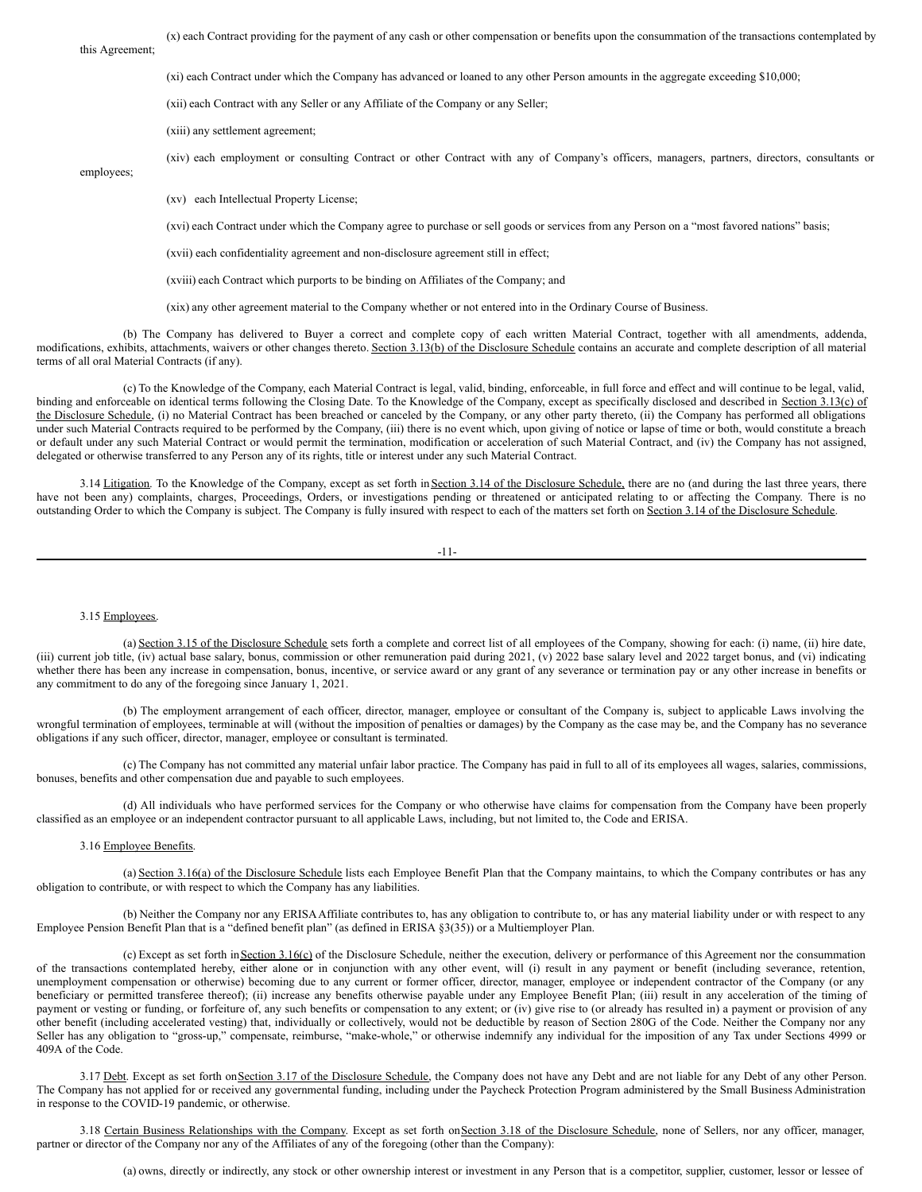(x) each Contract providing for the payment of any cash or other compensation or benefits upon the consummation of the transactions contemplated by this Agreement;

(xi) each Contract under which the Company has advanced or loaned to any other Person amounts in the aggregate exceeding $10,000;

(xii) each Contract with any Seller or any Affiliate of the Company or any Seller;

(xiii) any settlement agreement;

(xiv) each employment or consulting Contract or other Contract with any of Company's officers, managers, partners, directors, consultants or employees;

(xv) each Intellectual Property License;

(xvi) each Contract under which the Company agree to purchase or sell goods or services from any Person on a "most favored nations" basis;

(xvii) each confidentiality agreement and non-disclosure agreement still in effect;

(xviii) each Contract which purports to be binding on Affiliates of the Company; and

(xix) any other agreement material to the Company whether or not entered into in the Ordinary Course of Business.

(b) The Company has delivered to Buyer a correct and complete copy of each written Material Contract, together with all amendments, addenda, modifications, exhibits, attachments, waivers or other changes thereto. Section 3.13(b) of the Disclosure Schedule contains an accurate and complete description of all material terms of all oral Material Contracts (if any).

(c) To the Knowledge of the Company, each Material Contract is legal, valid, binding, enforceable, in full force and effect and will continue to be legal, valid, binding and enforceable on identical terms following the Closing Date. To the Knowledge of the Company, except as specifically disclosed and described in Section 3.13(c) of the Disclosure Schedule, (i) no Material Contract has been breached or canceled by the Company, or any other party thereto, (ii) the Company has performed all obligations under such Material Contracts required to be performed by the Company, (iii) there is no event which, upon giving of notice or lapse of time or both, would constitute a breach or default under any such Material Contract or would permit the termination, modification or acceleration of such Material Contract, and (iv) the Company has not assigned, delegated or otherwise transferred to any Person any of its rights, title or interest under any such Material Contract.

3.14 Litigation. To the Knowledge of the Company, except as set forth in Section 3.14 of the Disclosure Schedule, there are no (and during the last three years, there have not been any) complaints, charges, Proceedings, Orders, or investigations pending or threatened or anticipated relating to or affecting the Company. There is no outstanding Order to which the Company is subject. The Company is fully insured with respect to each of the matters set forth on Section 3.14 of the Disclosure Schedule.

3.15 Employees.

(a) Section 3.15 of the Disclosure Schedule sets forth a complete and correct list of all employees of the Company, showing for each: (i) name, (ii) hire date, (iii) current job title, (iv) actual base salary, bonus, commission or other remuneration paid during 2021, (v) 2022 base salary level and 2022 target bonus, and (vi) indicating whether there has been any increase in compensation, bonus, incentive, or service award or any grant of any severance or termination pay or any other increase in benefits or any commitment to do any of the foregoing since January 1, 2021.

(b) The employment arrangement of each officer, director, manager, employee or consultant of the Company is, subject to applicable Laws involving the wrongful termination of employees, terminable at will (without the imposition of penalties or damages) by the Company as the case may be, and the Company has no severance obligations if any such officer, director, manager, employee or consultant is terminated.

(c) The Company has not committed any material unfair labor practice. The Company has paid in full to all of its employees all wages, salaries, commissions, bonuses, benefits and other compensation due and payable to such employees.

(d) All individuals who have performed services for the Company or who otherwise have claims for compensation from the Company have been properly classified as an employee or an independent contractor pursuant to all applicable Laws, including, but not limited to, the Code and ERISA.

3.16 Employee Benefits.

(a) Section 3.16(a) of the Disclosure Schedule lists each Employee Benefit Plan that the Company maintains, to which the Company contributes or has any obligation to contribute, or with respect to which the Company has any liabilities.

(b) Neither the Company nor any ERISA Affiliate contributes to, has any obligation to contribute to, or has any material liability under or with respect to any Employee Pension Benefit Plan that is a "defined benefit plan" (as defined in ERISA §3(35)) or a Multiemployer Plan.

(c) Except as set forth in Section 3.16(c) of the Disclosure Schedule, neither the execution, delivery or performance of this Agreement nor the consummation of the transactions contemplated hereby, either alone or in conjunction with any other event, will (i) result in any payment or benefit (including severance, retention, unemployment compensation or otherwise) becoming due to any current or former officer, director, manager, employee or independent contractor of the Company (or any beneficiary or permitted transferee thereof); (ii) increase any benefits otherwise payable under any Employee Benefit Plan; (iii) result in any acceleration of the timing of payment or vesting or funding, or forfeiture of, any such benefits or compensation to any extent; or (iv) give rise to (or already has resulted in) a payment or provision of any other benefit (including accelerated vesting) that, individually or collectively, would not be deductible by reason of Section 280G of the Code. Neither the Company nor any Seller has any obligation to "gross-up," compensate, reimburse, "make-whole," or otherwise indemnify any individual for the imposition of any Tax under Sections 4999 or 409A of the Code.

3.17 Debt. Except as set forth on Section 3.17 of the Disclosure Schedule, the Company does not have any Debt and are not liable for any Debt of any other Person. The Company has not applied for or received any governmental funding, including under the Paycheck Protection Program administered by the Small Business Administration in response to the COVID-19 pandemic, or otherwise.

3.18 Certain Business Relationships with the Company. Except as set forth on Section 3.18 of the Disclosure Schedule, none of Sellers, nor any officer, manager, partner or director of the Company nor any of the Affiliates of any of the foregoing (other than the Company):

(a) owns, directly or indirectly, any stock or other ownership interest or investment in any Person that is a competitor, supplier, customer, lessor or lessee of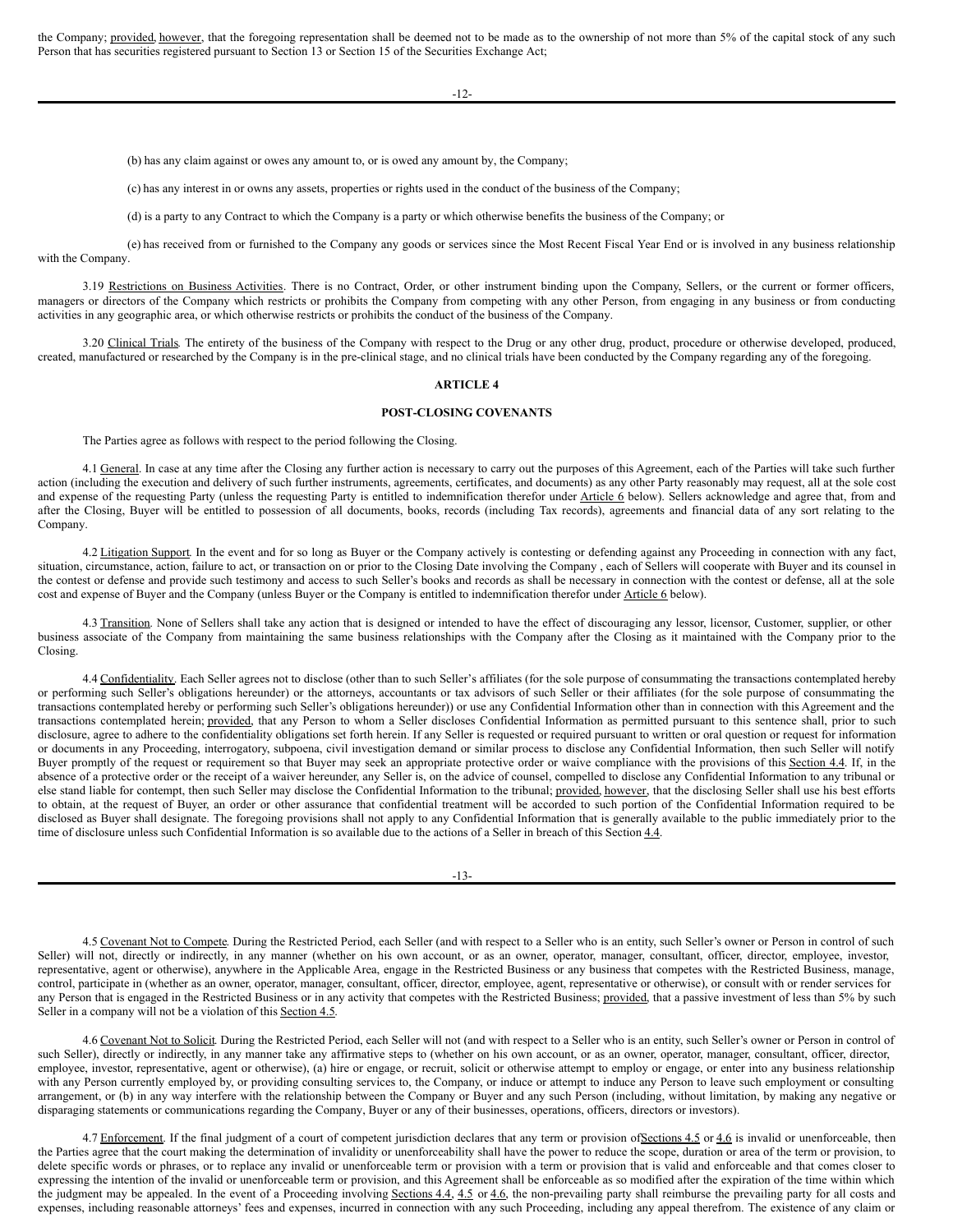the Company; provided, however, that the foregoing representation shall be deemed not to be made as to the ownership of not more than 5% of the capital stock of any such Person that has securities registered pursuant to Section 13 or Section 15 of the Securities Exchange Act;

(b) has any claim against or owes any amount to, or is owed any amount by, the Company;

(c) has any interest in or owns any assets, properties or rights used in the conduct of the business of the Company;

(d) is a party to any Contract to which the Company is a party or which otherwise benefits the business of the Company; or

(e) has received from or furnished to the Company any goods or services since the Most Recent Fiscal Year End or is involved in any business relationship with the Company.

3.19 Restrictions on Business Activities. There is no Contract, Order, or other instrument binding upon the Company, Sellers, or the current or former officers, managers or directors of the Company which restricts or prohibits the Company from competing with any other Person, from engaging in any business or from conducting activities in any geographic area, or which otherwise restricts or prohibits the conduct of the business of the Company.

3.20 Clinical Trials. The entirety of the business of the Company with respect to the Drug or any other drug, product, procedure or otherwise developed, produced, created, manufactured or researched by the Company is in the pre-clinical stage, and no clinical trials have been conducted by the Company regarding any of the foregoing.

## ARTICLE 4

## POST-CLOSING COVENANTS

The Parties agree as follows with respect to the period following the Closing.

4.1 General. In case at any time after the Closing any further action is necessary to carry out the purposes of this Agreement, each of the Parties will take such further action (including the execution and delivery of such further instruments, agreements, certificates, and documents) as any other Party reasonably may request, all at the sole cost and expense of the requesting Party (unless the requesting Party is entitled to indemnification therefor under Article 6 below). Sellers acknowledge and agree that, from and after the Closing, Buyer will be entitled to possession of all documents, books, records (including Tax records), agreements and financial data of any sort relating to the Company.

4.2 Litigation Support. In the event and for so long as Buyer or the Company actively is contesting or defending against any Proceeding in connection with any fact, situation, circumstance, action, failure to act, or transaction on or prior to the Closing Date involving the Company , each of Sellers will cooperate with Buyer and its counsel in the contest or defense and provide such testimony and access to such Seller's books and records as shall be necessary in connection with the contest or defense, all at the sole cost and expense of Buyer and the Company (unless Buyer or the Company is entitled to indemnification therefor under Article 6 below).

4.3 Transition. None of Sellers shall take any action that is designed or intended to have the effect of discouraging any lessor, licensor, Customer, supplier, or other business associate of the Company from maintaining the same business relationships with the Company after the Closing as it maintained with the Company prior to the Closing.

4.4 Confidentiality. Each Seller agrees not to disclose (other than to such Seller's affiliates (for the sole purpose of consummating the transactions contemplated hereby or performing such Seller's obligations hereunder) or the attorneys, accountants or tax advisors of such Seller or their affiliates (for the sole purpose of consummating the transactions contemplated hereby or performing such Seller's obligations hereunder)) or use any Confidential Information other than in connection with this Agreement and the transactions contemplated herein; provided, that any Person to whom a Seller discloses Confidential Information as permitted pursuant to this sentence shall, prior to such disclosure, agree to adhere to the confidentiality obligations set forth herein. If any Seller is requested or required pursuant to written or oral question or request for information or documents in any Proceeding, interrogatory, subpoena, civil investigation demand or similar process to disclose any Confidential Information, then such Seller will notify Buyer promptly of the request or requirement so that Buyer may seek an appropriate protective order or waive compliance with the provisions of this Section 4.4. If, in the absence of a protective order or the receipt of a waiver hereunder, any Seller is, on the advice of counsel, compelled to disclose any Confidential Information to any tribunal or else stand liable for contempt, then such Seller may disclose the Confidential Information to the tribunal; provided, however, that the disclosing Seller shall use his best efforts to obtain, at the request of Buyer, an order or other assurance that confidential treatment will be accorded to such portion of the Confidential Information required to be disclosed as Buyer shall designate. The foregoing provisions shall not apply to any Confidential Information that is generally available to the public immediately prior to the time of disclosure unless such Confidential Information is so available due to the actions of a Seller in breach of this Section 4.4.

4.5 Covenant Not to Compete. During the Restricted Period, each Seller (and with respect to a Seller who is an entity, such Seller's owner or Person in control of such Seller) will not, directly or indirectly, in any manner (whether on his own account, or as an owner, operator, manager, consultant, officer, director, employee, investor, representative, agent or otherwise), anywhere in the Applicable Area, engage in the Restricted Business or any business that competes with the Restricted Business, manage, control, participate in (whether as an owner, operator, manager, consultant, officer, director, employee, agent, representative or otherwise), or consult with or render services for any Person that is engaged in the Restricted Business or in any activity that competes with the Restricted Business; provided, that a passive investment of less than 5% by such Seller in a company will not be a violation of this Section 4.5.

4.6 Covenant Not to Solicit. During the Restricted Period, each Seller will not (and with respect to a Seller who is an entity, such Seller's owner or Person in control of such Seller), directly or indirectly, in any manner take any affirmative steps to (whether on his own account, or as an owner, operator, manager, consultant, officer, director, employee, investor, representative, agent or otherwise), (a) hire or engage, or recruit, solicit or otherwise attempt to employ or engage, or enter into any business relationship with any Person currently employed by, or providing consulting services to, the Company, or induce or attempt to induce any Person to leave such employment or consulting arrangement, or (b) in any way interfere with the relationship between the Company or Buyer and any such Person (including, without limitation, by making any negative or disparaging statements or communications regarding the Company, Buyer or any of their businesses, operations, officers, directors or investors).

4.7 Enforcement. If the final judgment of a court of competent jurisdiction declares that any term or provision ofSections 4.5 or 4.6 is invalid or unenforceable, then the Parties agree that the court making the determination of invalidity or unenforceability shall have the power to reduce the scope, duration or area of the term or provision, to delete specific words or phrases, or to replace any invalid or unenforceable term or provision with a term or provision that is valid and enforceable and that comes closer to expressing the intention of the invalid or unenforceable term or provision, and this Agreement shall be enforceable as so modified after the expiration of the time within which the judgment may be appealed. In the event of a Proceeding involving Sections 4.4, 4.5 or 4.6, the non-prevailing party shall reimburse the prevailing party for all costs and expenses, including reasonable attorneys' fees and expenses, incurred in connection with any such Proceeding, including any appeal therefrom. The existence of any claim or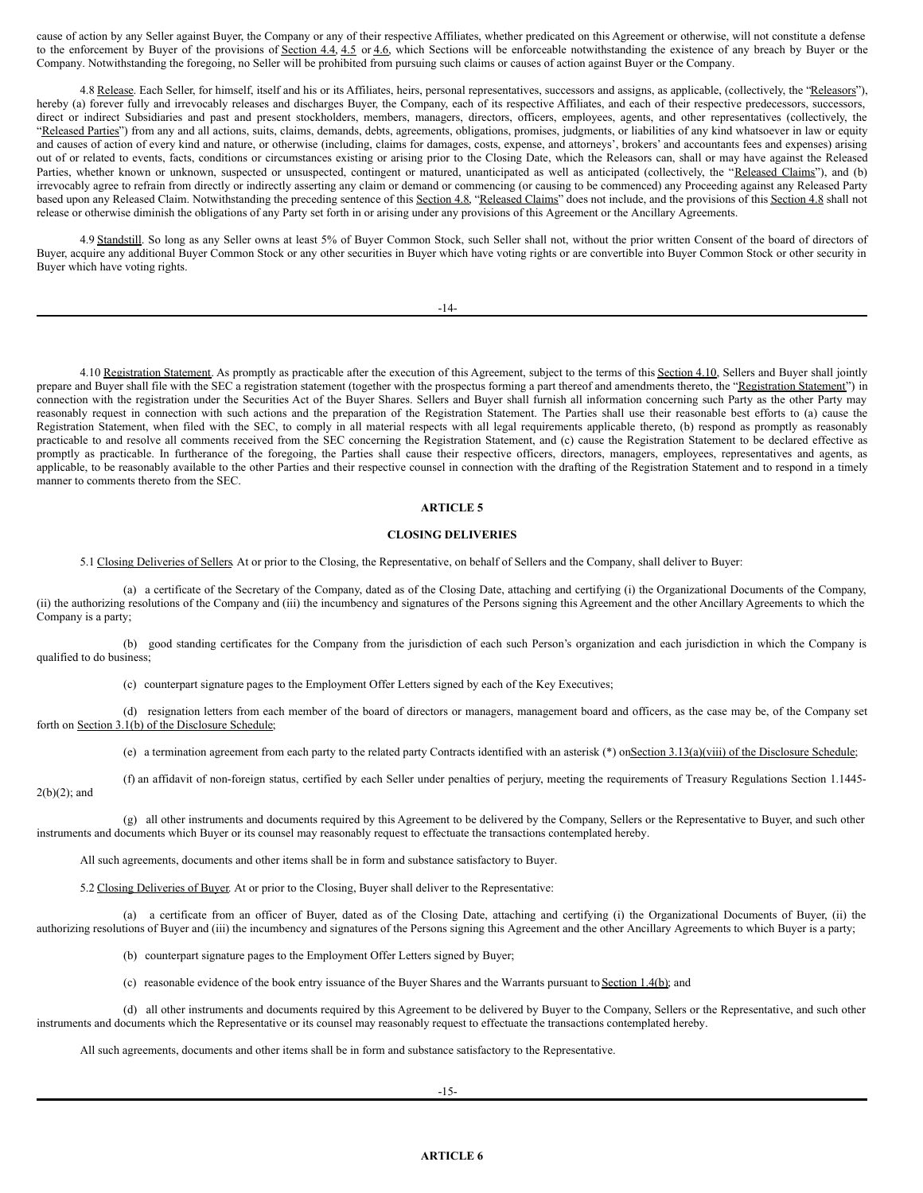cause of action by any Seller against Buyer, the Company or any of their respective Affiliates, whether predicated on this Agreement or otherwise, will not constitute a defense to the enforcement by Buyer of the provisions of Section 4.4, 4.5 or 4.6, which Sections will be enforceable notwithstanding the existence of any breach by Buyer or the Company. Notwithstanding the foregoing, no Seller will be prohibited from pursuing such claims or causes of action against Buyer or the Company.

4.8 Release. Each Seller, for himself, itself and his or its Affiliates, heirs, personal representatives, successors and assigns, as applicable, (collectively, the "Releasors"), hereby (a) forever fully and irrevocably releases and discharges Buyer, the Company, each of its respective Affiliates, and each of their respective predecessors, successors, direct or indirect Subsidiaries and past and present stockholders, members, managers, directors, officers, employees, agents, and other representatives (collectively, the "Released Parties") from any and all actions, suits, claims, demands, debts, agreements, obligations, promises, judgments, or liabilities of any kind whatsoever in law or equity and causes of action of every kind and nature, or otherwise (including, claims for damages, costs, expense, and attorneys', brokers' and accountants fees and expenses) arising out of or related to events, facts, conditions or circumstances existing or arising prior to the Closing Date, which the Releasors can, shall or may have against the Released Parties, whether known or unknown, suspected or unsuspected, contingent or matured, unanticipated as well as anticipated (collectively, the "Released Claims"), and (b) irrevocably agree to refrain from directly or indirectly asserting any claim or demand or commencing (or causing to be commenced) any Proceeding against any Released Party based upon any Released Claim. Notwithstanding the preceding sentence of this Section 4.8, "Released Claims" does not include, and the provisions of this Section 4.8 shall not release or otherwise diminish the obligations of any Party set forth in or arising under any provisions of this Agreement or the Ancillary Agreements.

4.9 Standstill. So long as any Seller owns at least 5% of Buyer Common Stock, such Seller shall not, without the prior written Consent of the board of directors of Buyer, acquire any additional Buyer Common Stock or any other securities in Buyer which have voting rights or are convertible into Buyer Common Stock or other security in Buyer which have voting rights.

4.10 Registration Statement. As promptly as practicable after the execution of this Agreement, subject to the terms of this Section 4.10, Sellers and Buyer shall jointly prepare and Buyer shall file with the SEC a registration statement (together with the prospectus forming a part thereof and amendments thereto, the "Registration Statement") in connection with the registration under the Securities Act of the Buyer Shares. Sellers and Buyer shall furnish all information concerning such Party as the other Party may reasonably request in connection with such actions and the preparation of the Registration Statement. The Parties shall use their reasonable best efforts to (a) cause the Registration Statement, when filed with the SEC, to comply in all material respects with all legal requirements applicable thereto, (b) respond as promptly as reasonably practicable to and resolve all comments received from the SEC concerning the Registration Statement, and (c) cause the Registration Statement to be declared effective as promptly as practicable. In furtherance of the foregoing, the Parties shall cause their respective officers, directors, managers, employees, representatives and agents, as applicable, to be reasonably available to the other Parties and their respective counsel in connection with the drafting of the Registration Statement and to respond in a timely manner to comments thereto from the SEC.

## ARTICLE 5

## CLOSING DELIVERIES

5.1 Closing Deliveries of Sellers. At or prior to the Closing, the Representative, on behalf of Sellers and the Company, shall deliver to Buyer:

(a) a certificate of the Secretary of the Company, dated as of the Closing Date, attaching and certifying (i) the Organizational Documents of the Company, (ii) the authorizing resolutions of the Company and (iii) the incumbency and signatures of the Persons signing this Agreement and the other Ancillary Agreements to which the Company is a party;

(b) good standing certificates for the Company from the jurisdiction of each such Person's organization and each jurisdiction in which the Company is qualified to do business;

(c) counterpart signature pages to the Employment Offer Letters signed by each of the Key Executives;

(d) resignation letters from each member of the board of directors or managers, management board and officers, as the case may be, of the Company set forth on Section 3.1(b) of the Disclosure Schedule;

(e) a termination agreement from each party to the related party Contracts identified with an asterisk (*) on Section 3.13(a)(viii) of the Disclosure Schedule;

(f) an affidavit of non-foreign status, certified by each Seller under penalties of perjury, meeting the requirements of Treasury Regulations Section 1.1445-2(b)(2); and

(g) all other instruments and documents required by this Agreement to be delivered by the Company, Sellers or the Representative to Buyer, and such other instruments and documents which Buyer or its counsel may reasonably request to effectuate the transactions contemplated hereby.

All such agreements, documents and other items shall be in form and substance satisfactory to Buyer.

5.2 Closing Deliveries of Buyer. At or prior to the Closing, Buyer shall deliver to the Representative:

(a) a certificate from an officer of Buyer, dated as of the Closing Date, attaching and certifying (i) the Organizational Documents of Buyer, (ii) the authorizing resolutions of Buyer and (iii) the incumbency and signatures of the Persons signing this Agreement and the other Ancillary Agreements to which Buyer is a party;

(b) counterpart signature pages to the Employment Offer Letters signed by Buyer;

(c) reasonable evidence of the book entry issuance of the Buyer Shares and the Warrants pursuant to Section 1.4(b); and

(d) all other instruments and documents required by this Agreement to be delivered by Buyer to the Company, Sellers or the Representative, and such other instruments and documents which the Representative or its counsel may reasonably request to effectuate the transactions contemplated hereby.

All such agreements, documents and other items shall be in form and substance satisfactory to the Representative.

## ARTICLE 6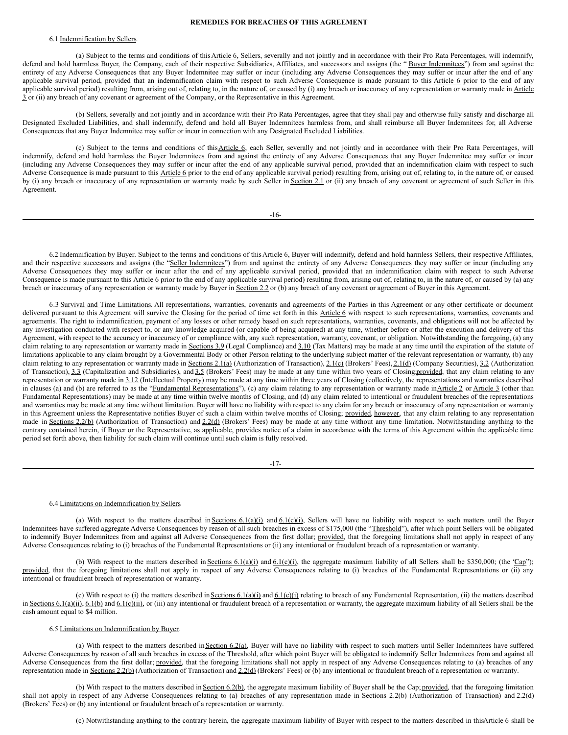**REMEDIES FOR BREACHES OF THIS AGREEMENT**

6.1 Indemnification by Sellers.

(a) Subject to the terms and conditions of this Article 6, Sellers, severally and not jointly and in accordance with their Pro Rata Percentages, will indemnify, defend and hold harmless Buyer, the Company, each of their respective Subsidiaries, Affiliates, and successors and assigns (the " Buyer Indemnitees") from and against the entirety of any Adverse Consequences that any Buyer Indemnitee may suffer or incur (including any Adverse Consequences they may suffer or incur after the end of any applicable survival period, provided that an indemnification claim with respect to such Adverse Consequence is made pursuant to this Article 6 prior to the end of any applicable survival period) resulting from, arising out of, relating to, in the nature of, or caused by (i) any breach or inaccuracy of any representation or warranty made in Article 3 or (ii) any breach of any covenant or agreement of the Company, or the Representative in this Agreement.

(b) Sellers, severally and not jointly and in accordance with their Pro Rata Percentages, agree that they shall pay and otherwise fully satisfy and discharge all Designated Excluded Liabilities, and shall indemnify, defend and hold all Buyer Indemnitees harmless from, and shall reimburse all Buyer Indemnitees for, all Adverse Consequences that any Buyer Indemnitee may suffer or incur in connection with any Designated Excluded Liabilities.

(c) Subject to the terms and conditions of this Article 6, each Seller, severally and not jointly and in accordance with their Pro Rata Percentages, will indemnify, defend and hold harmless the Buyer Indemnitees from and against the entirety of any Adverse Consequences that any Buyer Indemnitee may suffer or incur (including any Adverse Consequences they may suffer or incur after the end of any applicable survival period, provided that an indemnification claim with respect to such Adverse Consequence is made pursuant to this Article 6 prior to the end of any applicable survival period) resulting from, arising out of, relating to, in the nature of, or caused by (i) any breach or inaccuracy of any representation or warranty made by such Seller in Section 2.1 or (ii) any breach of any covenant or agreement of such Seller in this Agreement.

6.2 Indemnification by Buyer. Subject to the terms and conditions of this Article 6, Buyer will indemnify, defend and hold harmless Sellers, their respective Affiliates, and their respective successors and assigns (the "Seller Indemnitees") from and against the entirety of any Adverse Consequences they may suffer or incur (including any Adverse Consequences they may suffer or incur after the end of any applicable survival period, provided that an indemnification claim with respect to such Adverse Consequence is made pursuant to this Article 6 prior to the end of any applicable survival period) resulting from, arising out of, relating to, in the nature of, or caused by (a) any breach or inaccuracy of any representation or warranty made by Buyer in Section 2.2 or (b) any breach of any covenant or agreement of Buyer in this Agreement.

6.3 Survival and Time Limitations. All representations, warranties, covenants and agreements of the Parties in this Agreement or any other certificate or document delivered pursuant to this Agreement will survive the Closing for the period of time set forth in this Article 6 with respect to such representations, warranties, covenants and agreements. The right to indemnification, payment of any losses or other remedy based on such representations, warranties, covenants, and obligations will not be affected by any investigation conducted with respect to, or any knowledge acquired (or capable of being acquired) at any time, whether before or after the execution and delivery of this Agreement, with respect to the accuracy or inaccuracy of or compliance with, any such representation, warranty, covenant, or obligation. Notwithstanding the foregoing, (a) any claim relating to any representation or warranty made in Sections 3.9 (Legal Compliance) and 3.10 (Tax Matters) may be made at any time until the expiration of the statute of limitations applicable to any claim brought by a Governmental Body or other Person relating to the underlying subject matter of the relevant representation or warranty, (b) any claim relating to any representation or warranty made in Sections 2.1(a) (Authorization of Transaction), 2.1(c) (Brokers' Fees), 2.1(d) (Company Securities), 3.2 (Authorization of Transaction), 3.3 (Capitalization and Subsidiaries), and 3.5 (Brokers' Fees) may be made at any time within two years of Closing; provided, that any claim relating to any representation or warranty made in 3.12 (Intellectual Property) may be made at any time within three years of Closing (collectively, the representations and warranties described in clauses (a) and (b) are referred to as the "Fundamental Representations"), (c) any claim relating to any representation or warranty made in Article 2 or Article 3 (other than Fundamental Representations) may be made at any time within twelve months of Closing, and (d) any claim related to intentional or fraudulent breaches of the representations and warranties may be made at any time without limitation. Buyer will have no liability with respect to any claim for any breach or inaccuracy of any representation or warranty in this Agreement unless the Representative notifies Buyer of such a claim within twelve months of Closing; provided, however, that any claim relating to any representation made in Sections 2.2(b) (Authorization of Transaction) and 2.2(d) (Brokers' Fees) may be made at any time without any time limitation. Notwithstanding anything to the contrary contained herein, if Buyer or the Representative, as applicable, provides notice of a claim in accordance with the terms of this Agreement within the applicable time period set forth above, then liability for such claim will continue until such claim is fully resolved.

6.4 Limitations on Indemnification by Sellers.

(a) With respect to the matters described in Sections 6.1(a)(i) and 6.1(c)(i), Sellers will have no liability with respect to such matters until the Buyer Indemnitees have suffered aggregate Adverse Consequences by reason of all such breaches in excess of $175,000 (the "Threshold"), after which point Sellers will be obligated to indemnify Buyer Indemnitees from and against all Adverse Consequences from the first dollar; provided, that the foregoing limitations shall not apply in respect of any Adverse Consequences relating to (i) breaches of the Fundamental Representations or (ii) any intentional or fraudulent breach of a representation or warranty.

(b) With respect to the matters described in Sections 6.1(a)(i) and 6.1(c)(i), the aggregate maximum liability of all Sellers shall be $350,000; (the "Cap"); provided, that the foregoing limitations shall not apply in respect of any Adverse Consequences relating to (i) breaches of the Fundamental Representations or (ii) any intentional or fraudulent breach of representation or warranty.

(c) With respect to (i) the matters described in Sections 6.1(a)(i) and 6.1(c)(i) relating to breach of any Fundamental Representation, (ii) the matters described in Sections 6.1(a)(ii), 6.1(b) and 6.1(c)(ii), or (iii) any intentional or fraudulent breach of a representation or warranty, the aggregate maximum liability of all Sellers shall be the cash amount equal to $4 million.

6.5 Limitations on Indemnification by Buyer.

(a) With respect to the matters described in Section 6.2(a), Buyer will have no liability with respect to such matters until Seller Indemnitees have suffered Adverse Consequences by reason of all such breaches in excess of the Threshold, after which point Buyer will be obligated to indemnify Seller Indemnitees from and against all Adverse Consequences from the first dollar; provided, that the foregoing limitations shall not apply in respect of any Adverse Consequences relating to (a) breaches of any representation made in Sections 2.2(b) (Authorization of Transaction) and 2.2(d) (Brokers' Fees) or (b) any intentional or fraudulent breach of a representation or warranty.

(b) With respect to the matters described in Section 6.2(b), the aggregate maximum liability of Buyer shall be the Cap; provided, that the foregoing limitation shall not apply in respect of any Adverse Consequences relating to (a) breaches of any representation made in Sections 2.2(b) (Authorization of Transaction) and 2.2(d) (Brokers' Fees) or (b) any intentional or fraudulent breach of a representation or warranty.

(c) Notwithstanding anything to the contrary herein, the aggregate maximum liability of Buyer with respect to the matters described in this Article 6 shall be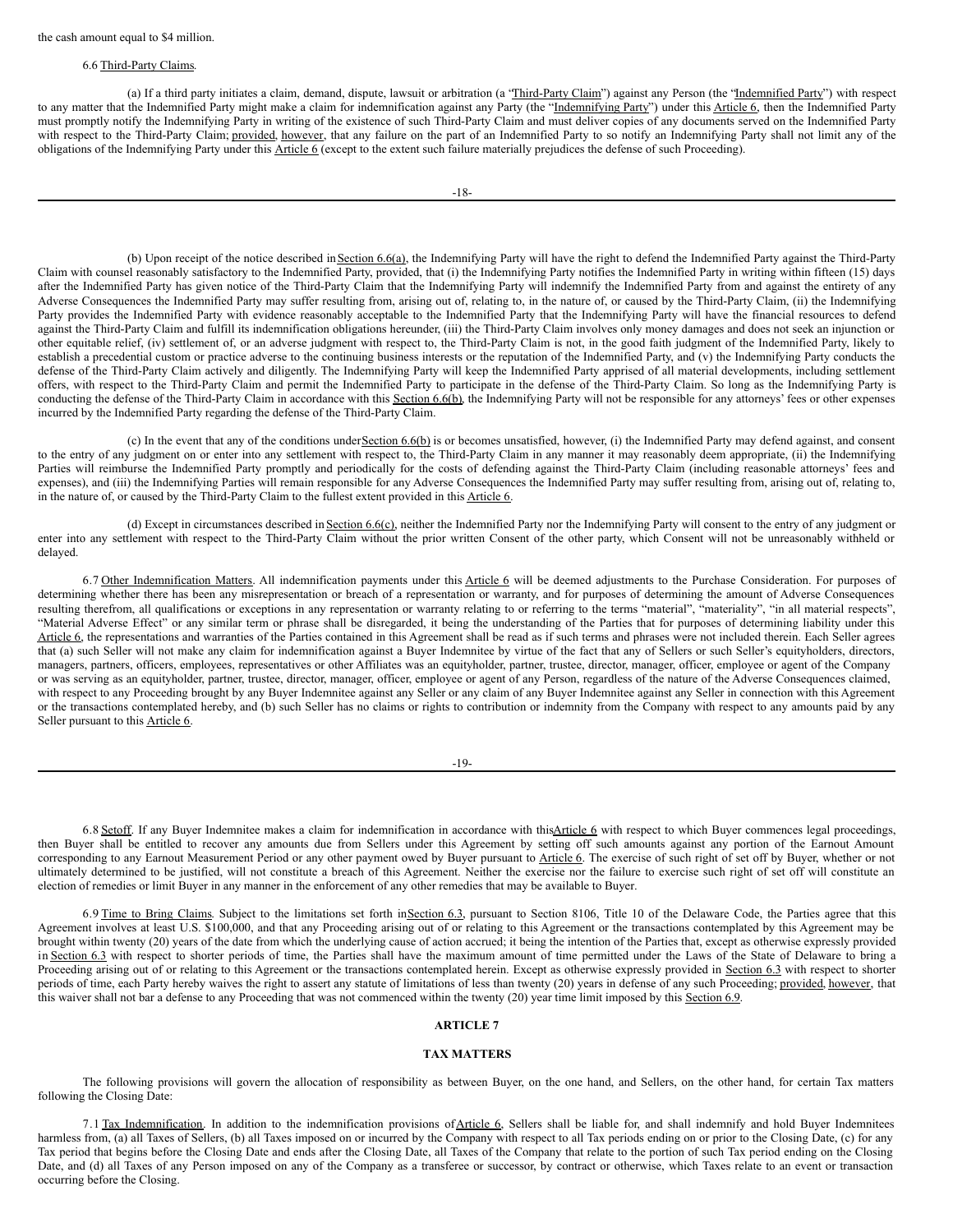the cash amount equal to $4 million.

6.6 Third-Party Claims.

(a) If a third party initiates a claim, demand, dispute, lawsuit or arbitration (a "Third-Party Claim") against any Person (the "Indemnified Party") with respect to any matter that the Indemnified Party might make a claim for indemnification against any Party (the "Indemnifying Party") under this Article 6, then the Indemnified Party must promptly notify the Indemnifying Party in writing of the existence of such Third-Party Claim and must deliver copies of any documents served on the Indemnified Party with respect to the Third-Party Claim; provided, however, that any failure on the part of an Indemnified Party to so notify an Indemnifying Party shall not limit any of the obligations of the Indemnifying Party under this Article 6 (except to the extent such failure materially prejudices the defense of such Proceeding).

(b) Upon receipt of the notice described in Section 6.6(a), the Indemnifying Party will have the right to defend the Indemnified Party against the Third-Party Claim with counsel reasonably satisfactory to the Indemnified Party, provided, that (i) the Indemnifying Party notifies the Indemnified Party in writing within fifteen (15) days after the Indemnified Party has given notice of the Third-Party Claim that the Indemnifying Party will indemnify the Indemnified Party from and against the entirety of any Adverse Consequences the Indemnified Party may suffer resulting from, arising out of, relating to, in the nature of, or caused by the Third-Party Claim, (ii) the Indemnifying Party provides the Indemnified Party with evidence reasonably acceptable to the Indemnified Party that the Indemnifying Party will have the financial resources to defend against the Third-Party Claim and fulfill its indemnification obligations hereunder, (iii) the Third-Party Claim involves only money damages and does not seek an injunction or other equitable relief, (iv) settlement of, or an adverse judgment with respect to, the Third-Party Claim is not, in the good faith judgment of the Indemnified Party, likely to establish a precedential custom or practice adverse to the continuing business interests or the reputation of the Indemnified Party, and (v) the Indemnifying Party conducts the defense of the Third-Party Claim actively and diligently. The Indemnifying Party will keep the Indemnified Party apprised of all material developments, including settlement offers, with respect to the Third-Party Claim and permit the Indemnified Party to participate in the defense of the Third-Party Claim. So long as the Indemnifying Party is conducting the defense of the Third-Party Claim in accordance with this Section 6.6(b), the Indemnifying Party will not be responsible for any attorneys' fees or other expenses incurred by the Indemnified Party regarding the defense of the Third-Party Claim.

(c) In the event that any of the conditions under Section 6.6(b) is or becomes unsatisfied, however, (i) the Indemnified Party may defend against, and consent to the entry of any judgment on or enter into any settlement with respect to, the Third-Party Claim in any manner it may reasonably deem appropriate, (ii) the Indemnifying Parties will reimburse the Indemnified Party promptly and periodically for the costs of defending against the Third-Party Claim (including reasonable attorneys' fees and expenses), and (iii) the Indemnifying Parties will remain responsible for any Adverse Consequences the Indemnified Party may suffer resulting from, arising out of, relating to, in the nature of, or caused by the Third-Party Claim to the fullest extent provided in this Article 6.

(d) Except in circumstances described in Section 6.6(c), neither the Indemnified Party nor the Indemnifying Party will consent to the entry of any judgment or enter into any settlement with respect to the Third-Party Claim without the prior written Consent of the other party, which Consent will not be unreasonably withheld or delayed.

6.7 Other Indemnification Matters. All indemnification payments under this Article 6 will be deemed adjustments to the Purchase Consideration. For purposes of determining whether there has been any misrepresentation or breach of a representation or warranty, and for purposes of determining the amount of Adverse Consequences resulting therefrom, all qualifications or exceptions in any representation or warranty relating to or referring to the terms "material", "materiality", "in all material respects", "Material Adverse Effect" or any similar term or phrase shall be disregarded, it being the understanding of the Parties that for purposes of determining liability under this Article 6, the representations and warranties of the Parties contained in this Agreement shall be read as if such terms and phrases were not included therein. Each Seller agrees that (a) such Seller will not make any claim for indemnification against a Buyer Indemnitee by virtue of the fact that any of Sellers or such Seller's equityholders, directors, managers, partners, officers, employees, representatives or other Affiliates was an equityholder, partner, trustee, director, manager, officer, employee or agent of the Company or was serving as an equityholder, partner, trustee, director, manager, officer, employee or agent of any Person, regardless of the nature of the Adverse Consequences claimed, with respect to any Proceeding brought by any Buyer Indemnitee against any Seller or any claim of any Buyer Indemnitee against any Seller in connection with this Agreement or the transactions contemplated hereby, and (b) such Seller has no claims or rights to contribution or indemnity from the Company with respect to any amounts paid by any Seller pursuant to this Article 6.

6.8 Setoff. If any Buyer Indemnitee makes a claim for indemnification in accordance with this Article 6 with respect to which Buyer commences legal proceedings, then Buyer shall be entitled to recover any amounts due from Sellers under this Agreement by setting off such amounts against any portion of the Earnout Amount corresponding to any Earnout Measurement Period or any other payment owed by Buyer pursuant to Article 6. The exercise of such right of set off by Buyer, whether or not ultimately determined to be justified, will not constitute a breach of this Agreement. Neither the exercise nor the failure to exercise such right of set off will constitute an election of remedies or limit Buyer in any manner in the enforcement of any other remedies that may be available to Buyer.

6.9 Time to Bring Claims. Subject to the limitations set forth in Section 6.3, pursuant to Section 8106, Title 10 of the Delaware Code, the Parties agree that this Agreement involves at least U.S. $100,000, and that any Proceeding arising out of or relating to this Agreement or the transactions contemplated by this Agreement may be brought within twenty (20) years of the date from which the underlying cause of action accrued; it being the intention of the Parties that, except as otherwise expressly provided in Section 6.3 with respect to shorter periods of time, the Parties shall have the maximum amount of time permitted under the Laws of the State of Delaware to bring a Proceeding arising out of or relating to this Agreement or the transactions contemplated herein. Except as otherwise expressly provided in Section 6.3 with respect to shorter periods of time, each Party hereby waives the right to assert any statute of limitations of less than twenty (20) years in defense of any such Proceeding; provided, however, that this waiver shall not bar a defense to any Proceeding that was not commenced within the twenty (20) year time limit imposed by this Section 6.9.

## ARTICLE 7

## TAX MATTERS

The following provisions will govern the allocation of responsibility as between Buyer, on the one hand, and Sellers, on the other hand, for certain Tax matters following the Closing Date:

7.1 Tax Indemnification. In addition to the indemnification provisions of Article 6, Sellers shall be liable for, and shall indemnify and hold Buyer Indemnitees harmless from, (a) all Taxes of Sellers, (b) all Taxes imposed on or incurred by the Company with respect to all Tax periods ending on or prior to the Closing Date, (c) for any Tax period that begins before the Closing Date and ends after the Closing Date, all Taxes of the Company that relate to the portion of such Tax period ending on the Closing Date, and (d) all Taxes of any Person imposed on any of the Company as a transferee or successor, by contract or otherwise, which Taxes relate to an event or transaction occurring before the Closing.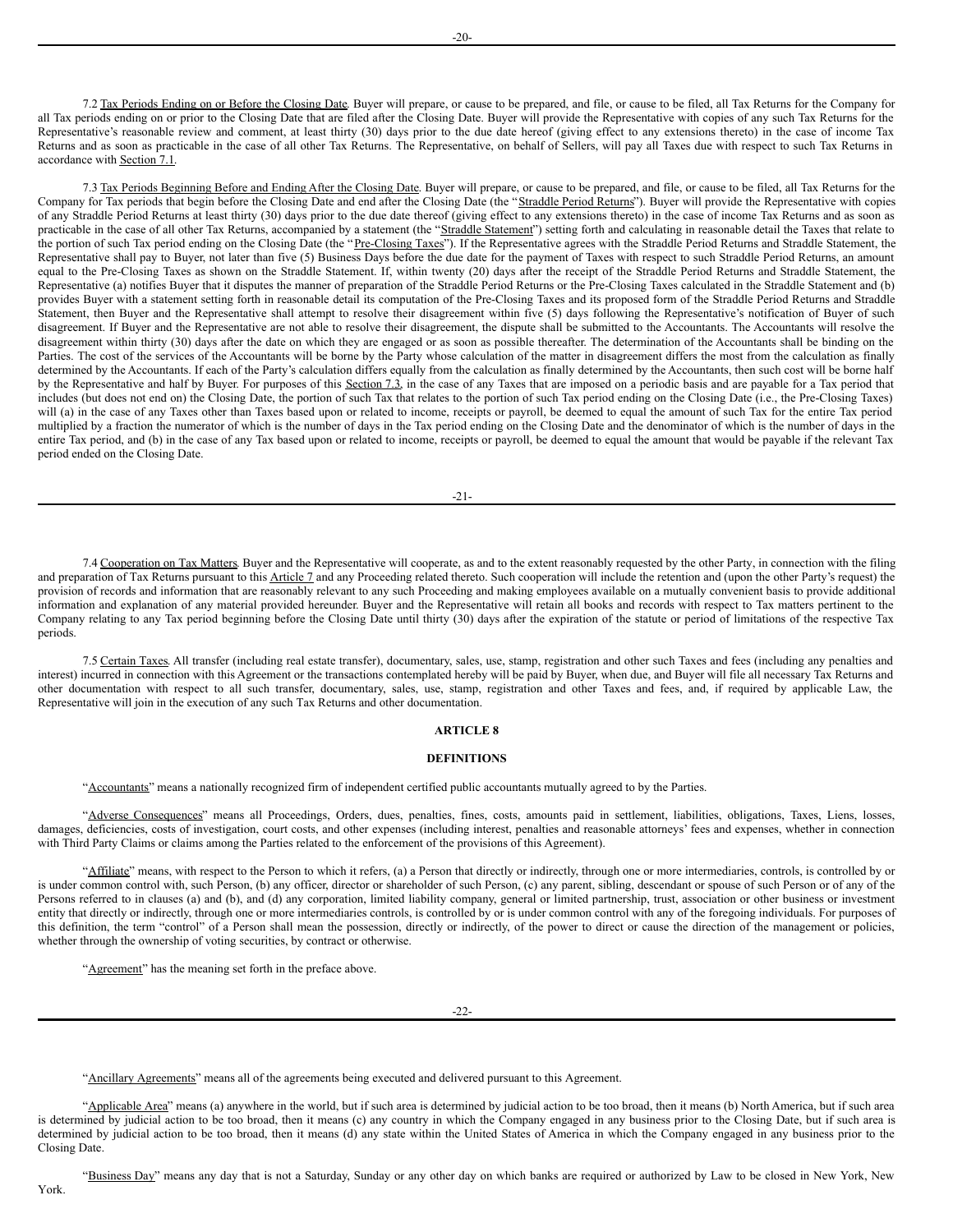7.2 Tax Periods Ending on or Before the Closing Date. Buyer will prepare, or cause to be prepared, and file, or cause to be filed, all Tax Returns for the Company for all Tax periods ending on or prior to the Closing Date that are filed after the Closing Date. Buyer will provide the Representative with copies of any such Tax Returns for the Representative's reasonable review and comment, at least thirty (30) days prior to the due date hereof (giving effect to any extensions thereto) in the case of income Tax Returns and as soon as practicable in the case of all other Tax Returns. The Representative, on behalf of Sellers, will pay all Taxes due with respect to such Tax Returns in accordance with Section 7.1.

7.3 Tax Periods Beginning Before and Ending After the Closing Date. Buyer will prepare, or cause to be prepared, and file, or cause to be filed, all Tax Returns for the Company for Tax periods that begin before the Closing Date and end after the Closing Date (the "Straddle Period Returns"). Buyer will provide the Representative with copies of any Straddle Period Returns at least thirty (30) days prior to the due date thereof (giving effect to any extensions thereto) in the case of income Tax Returns and as soon as practicable in the case of all other Tax Returns, accompanied by a statement (the "Straddle Statement") setting forth and calculating in reasonable detail the Taxes that relate to the portion of such Tax period ending on the Closing Date (the "Pre-Closing Taxes"). If the Representative agrees with the Straddle Period Returns and Straddle Statement, the Representative shall pay to Buyer, not later than five (5) Business Days before the due date for the payment of Taxes with respect to such Straddle Period Returns, an amount equal to the Pre-Closing Taxes as shown on the Straddle Statement. If, within twenty (20) days after the receipt of the Straddle Period Returns and Straddle Statement, the Representative (a) notifies Buyer that it disputes the manner of preparation of the Straddle Period Returns or the Pre-Closing Taxes calculated in the Straddle Statement and (b) provides Buyer with a statement setting forth in reasonable detail its computation of the Pre-Closing Taxes and its proposed form of the Straddle Period Returns and Straddle Statement, then Buyer and the Representative shall attempt to resolve their disagreement within five (5) days following the Representative's notification of Buyer of such disagreement. If Buyer and the Representative are not able to resolve their disagreement, the dispute shall be submitted to the Accountants. The Accountants will resolve the disagreement within thirty (30) days after the date on which they are engaged or as soon as possible thereafter. The determination of the Accountants shall be binding on the Parties. The cost of the services of the Accountants will be borne by the Party whose calculation of the matter in disagreement differs the most from the calculation as finally determined by the Accountants. If each of the Party's calculation differs equally from the calculation as finally determined by the Accountants, then such cost will be borne half by the Representative and half by Buyer. For purposes of this Section 7.3, in the case of any Taxes that are imposed on a periodic basis and are payable for a Tax period that includes (but does not end on) the Closing Date, the portion of such Tax that relates to the portion of such Tax period ending on the Closing Date (i.e., the Pre-Closing Taxes) will (a) in the case of any Taxes other than Taxes based upon or related to income, receipts or payroll, be deemed to equal the amount of such Tax for the entire Tax period multiplied by a fraction the numerator of which is the number of days in the Tax period ending on the Closing Date and the denominator of which is the number of days in the entire Tax period, and (b) in the case of any Tax based upon or related to income, receipts or payroll, be deemed to equal the amount that would be payable if the relevant Tax period ended on the Closing Date.

7.4 Cooperation on Tax Matters. Buyer and the Representative will cooperate, as and to the extent reasonably requested by the other Party, in connection with the filing and preparation of Tax Returns pursuant to this Article 7 and any Proceeding related thereto. Such cooperation will include the retention and (upon the other Party's request) the provision of records and information that are reasonably relevant to any such Proceeding and making employees available on a mutually convenient basis to provide additional information and explanation of any material provided hereunder. Buyer and the Representative will retain all books and records with respect to Tax matters pertinent to the Company relating to any Tax period beginning before the Closing Date until thirty (30) days after the expiration of the statute or period of limitations of the respective Tax periods.

7.5 Certain Taxes. All transfer (including real estate transfer), documentary, sales, use, stamp, registration and other such Taxes and fees (including any penalties and interest) incurred in connection with this Agreement or the transactions contemplated hereby will be paid by Buyer, when due, and Buyer will file all necessary Tax Returns and other documentation with respect to all such transfer, documentary, sales, use, stamp, registration and other Taxes and fees, and, if required by applicable Law, the Representative will join in the execution of any such Tax Returns and other documentation.

## ARTICLE 8

## DEFINITIONS

"Accountants" means a nationally recognized firm of independent certified public accountants mutually agreed to by the Parties.

"Adverse Consequences" means all Proceedings, Orders, dues, penalties, fines, costs, amounts paid in settlement, liabilities, obligations, Taxes, Liens, losses, damages, deficiencies, costs of investigation, court costs, and other expenses (including interest, penalties and reasonable attorneys' fees and expenses, whether in connection with Third Party Claims or claims among the Parties related to the enforcement of the provisions of this Agreement).

"Affiliate" means, with respect to the Person to which it refers, (a) a Person that directly or indirectly, through one or more intermediaries, controls, is controlled by or is under common control with, such Person, (b) any officer, director or shareholder of such Person, (c) any parent, sibling, descendant or spouse of such Person or of any of the Persons referred to in clauses (a) and (b), and (d) any corporation, limited liability company, general or limited partnership, trust, association or other business or investment entity that directly or indirectly, through one or more intermediaries controls, is controlled by or is under common control with any of the foregoing individuals. For purposes of this definition, the term "control" of a Person shall mean the possession, directly or indirectly, of the power to direct or cause the direction of the management or policies, whether through the ownership of voting securities, by contract or otherwise.

"Agreement" has the meaning set forth in the preface above.

"Ancillary Agreements" means all of the agreements being executed and delivered pursuant to this Agreement.

"Applicable Area" means (a) anywhere in the world, but if such area is determined by judicial action to be too broad, then it means (b) North America, but if such area is determined by judicial action to be too broad, then it means (c) any country in which the Company engaged in any business prior to the Closing Date, but if such area is determined by judicial action to be too broad, then it means (d) any state within the United States of America in which the Company engaged in any business prior to the Closing Date.

"Business Day" means any day that is not a Saturday, Sunday or any other day on which banks are required or authorized by Law to be closed in New York, New York.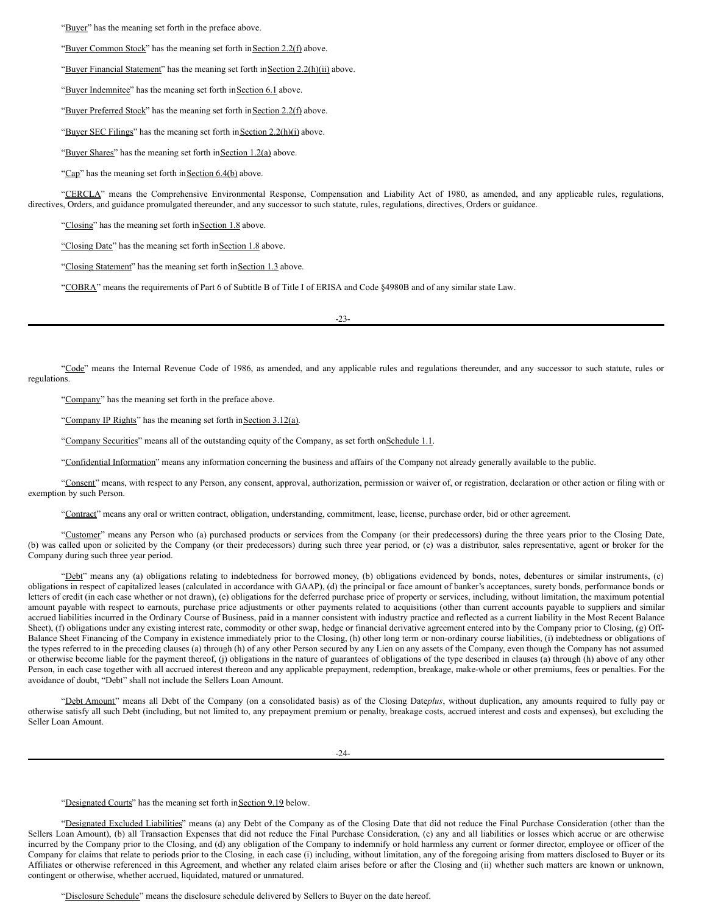"Buyer" has the meaning set forth in the preface above.

"Buyer Common Stock" has the meaning set forth in Section 2.2(f) above.

"Buyer Financial Statement" has the meaning set forth in Section 2.2(h)(ii) above.

"Buyer Indemnitee" has the meaning set forth in Section 6.1 above.

"Buyer Preferred Stock" has the meaning set forth in Section 2.2(f) above.

"Buyer SEC Filings" has the meaning set forth in Section 2.2(h)(i) above.

"Buyer Shares" has the meaning set forth in Section 1.2(a) above.

"Cap" has the meaning set forth in Section 6.4(b) above.

"CERCLA" means the Comprehensive Environmental Response, Compensation and Liability Act of 1980, as amended, and any applicable rules, regulations, directives, Orders, and guidance promulgated thereunder, and any successor to such statute, rules, regulations, directives, Orders or guidance.

"Closing" has the meaning set forth in Section 1.8 above.

"Closing Date" has the meaning set forth in Section 1.8 above.

"Closing Statement" has the meaning set forth in Section 1.3 above.

"COBRA" means the requirements of Part 6 of Subtitle B of Title I of ERISA and Code §4980B and of any similar state Law.

"Code" means the Internal Revenue Code of 1986, as amended, and any applicable rules and regulations thereunder, and any successor to such statute, rules or regulations.

"Company" has the meaning set forth in the preface above.

"Company IP Rights" has the meaning set forth in Section 3.12(a).

"Company Securities" means all of the outstanding equity of the Company, as set forth on Schedule 1.1.

"Confidential Information" means any information concerning the business and affairs of the Company not already generally available to the public.

"Consent" means, with respect to any Person, any consent, approval, authorization, permission or waiver of, or registration, declaration or other action or filing with or exemption by such Person.

"Contract" means any oral or written contract, obligation, understanding, commitment, lease, license, purchase order, bid or other agreement.

"Customer" means any Person who (a) purchased products or services from the Company (or their predecessors) during the three years prior to the Closing Date, (b) was called upon or solicited by the Company (or their predecessors) during such three year period, or (c) was a distributor, sales representative, agent or broker for the Company during such three year period.

"Debt" means any (a) obligations relating to indebtedness for borrowed money, (b) obligations evidenced by bonds, notes, debentures or similar instruments, (c) obligations in respect of capitalized leases (calculated in accordance with GAAP), (d) the principal or face amount of banker's acceptances, surety bonds, performance bonds or letters of credit (in each case whether or not drawn), (e) obligations for the deferred purchase price of property or services, including, without limitation, the maximum potential amount payable with respect to earnouts, purchase price adjustments or other payments related to acquisitions (other than current accounts payable to suppliers and similar accrued liabilities incurred in the Ordinary Course of Business, paid in a manner consistent with industry practice and reflected as a current liability in the Most Recent Balance Sheet), (f) obligations under any existing interest rate, commodity or other swap, hedge or financial derivative agreement entered into by the Company prior to Closing, (g) Off-Balance Sheet Financing of the Company in existence immediately prior to the Closing, (h) other long term or non-ordinary course liabilities, (i) indebtedness or obligations of the types referred to in the preceding clauses (a) through (h) of any other Person secured by any Lien on any assets of the Company, even though the Company has not assumed or otherwise become liable for the payment thereof, (j) obligations in the nature of guarantees of obligations of the type described in clauses (a) through (h) above of any other Person, in each case together with all accrued interest thereon and any applicable prepayment, redemption, breakage, make-whole or other premiums, fees or penalties. For the avoidance of doubt, "Debt" shall not include the Sellers Loan Amount.

"Debt Amount" means all Debt of the Company (on a consolidated basis) as of the Closing Date *plus*, without duplication, any amounts required to fully pay or otherwise satisfy all such Debt (including, but not limited to, any prepayment premium or penalty, breakage costs, accrued interest and costs and expenses), but excluding the Seller Loan Amount.

"Designated Courts" has the meaning set forth in Section 9.19 below.

"Designated Excluded Liabilities" means (a) any Debt of the Company as of the Closing Date that did not reduce the Final Purchase Consideration (other than the Sellers Loan Amount), (b) all Transaction Expenses that did not reduce the Final Purchase Consideration, (c) any and all liabilities or losses which accrue or are otherwise incurred by the Company prior to the Closing, and (d) any obligation of the Company to indemnify or hold harmless any current or former director, employee or officer of the Company for claims that relate to periods prior to the Closing, in each case (i) including, without limitation, any of the foregoing arising from matters disclosed to Buyer or its Affiliates or otherwise referenced in this Agreement, and whether any related claim arises before or after the Closing and (ii) whether such matters are known or unknown, contingent or otherwise, whether accrued, liquidated, matured or unmatured.

"Disclosure Schedule" means the disclosure schedule delivered by Sellers to Buyer on the date hereof.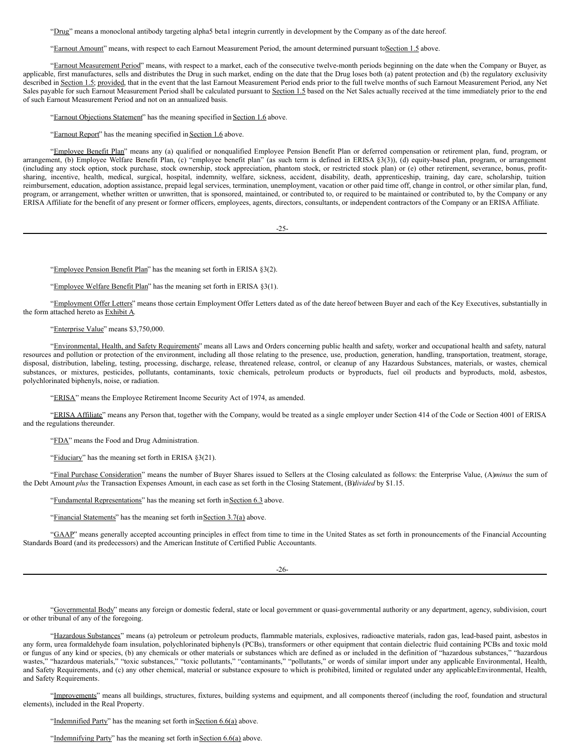"Drug" means a monoclonal antibody targeting alpha5 beta1 integrin currently in development by the Company as of the date hereof.

"Earnout Amount" means, with respect to each Earnout Measurement Period, the amount determined pursuant to Section 1.5 above.

"Earnout Measurement Period" means, with respect to a market, each of the consecutive twelve-month periods beginning on the date when the Company or Buyer, as applicable, first manufactures, sells and distributes the Drug in such market, ending on the date that the Drug loses both (a) patent protection and (b) the regulatory exclusivity described in Section 1.5; provided, that in the event that the last Earnout Measurement Period ends prior to the full twelve months of such Earnout Measurement Period, any Net Sales payable for such Earnout Measurement Period shall be calculated pursuant to Section 1.5 based on the Net Sales actually received at the time immediately prior to the end of such Earnout Measurement Period and not on an annualized basis.

"Earnout Objections Statement" has the meaning specified in Section 1.6 above.

"Earnout Report" has the meaning specified in Section 1.6 above.

"Employee Benefit Plan" means any (a) qualified or nonqualified Employee Pension Benefit Plan or deferred compensation or retirement plan, fund, program, or arrangement, (b) Employee Welfare Benefit Plan, (c) "employee benefit plan" (as such term is defined in ERISA §3(3)), (d) equity-based plan, program, or arrangement (including any stock option, stock purchase, stock ownership, stock appreciation, phantom stock, or restricted stock plan) or (e) other retirement, severance, bonus, profit-sharing, incentive, health, medical, surgical, hospital, indemnity, welfare, sickness, accident, disability, death, apprenticeship, training, day care, scholarship, tuition reimbursement, education, adoption assistance, prepaid legal services, termination, unemployment, vacation or other paid time off, change in control, or other similar plan, fund, program, or arrangement, whether written or unwritten, that is sponsored, maintained, or contributed to, or required to be maintained or contributed to, by the Company or any ERISA Affiliate for the benefit of any present or former officers, employees, agents, directors, consultants, or independent contractors of the Company or an ERISA Affiliate.

"Employee Pension Benefit Plan" has the meaning set forth in ERISA §3(2).

"Employee Welfare Benefit Plan" has the meaning set forth in ERISA §3(1).

"Employment Offer Letters" means those certain Employment Offer Letters dated as of the date hereof between Buyer and each of the Key Executives, substantially in the form attached hereto as Exhibit A.

"Enterprise Value" means $3,750,000.

"Environmental, Health, and Safety Requirements" means all Laws and Orders concerning public health and safety, worker and occupational health and safety, natural resources and pollution or protection of the environment, including all those relating to the presence, use, production, generation, handling, transportation, treatment, storage, disposal, distribution, labeling, testing, processing, discharge, release, threatened release, control, or cleanup of any Hazardous Substances, materials, or wastes, chemical substances, or mixtures, pesticides, pollutants, contaminants, toxic chemicals, petroleum products or byproducts, fuel oil products and byproducts, mold, asbestos, polychlorinated biphenyls, noise, or radiation.

"ERISA" means the Employee Retirement Income Security Act of 1974, as amended.

"ERISA Affiliate" means any Person that, together with the Company, would be treated as a single employer under Section 414 of the Code or Section 4001 of ERISA and the regulations thereunder.

"FDA" means the Food and Drug Administration.

"Fiduciary" has the meaning set forth in ERISA §3(21).

"Final Purchase Consideration" means the number of Buyer Shares issued to Sellers at the Closing calculated as follows: the Enterprise Value, (A) *minus* the sum of the Debt Amount *plus* the Transaction Expenses Amount, in each case as set forth in the Closing Statement, (B) *divided* by $1.15.

"Fundamental Representations" has the meaning set forth in Section 6.3 above.

"Financial Statements" has the meaning set forth in Section 3.7(a) above.

"GAAP" means generally accepted accounting principles in effect from time to time in the United States as set forth in pronouncements of the Financial Accounting Standards Board (and its predecessors) and the American Institute of Certified Public Accountants.

"Governmental Body" means any foreign or domestic federal, state or local government or quasi-governmental authority or any department, agency, subdivision, court or other tribunal of any of the foregoing.

"Hazardous Substances" means (a) petroleum or petroleum products, flammable materials, explosives, radioactive materials, radon gas, lead-based paint, asbestos in any form, urea formaldehyde foam insulation, polychlorinated biphenyls (PCBs), transformers or other equipment that contain dielectric fluid containing PCBs and toxic mold or fungus of any kind or species, (b) any chemicals or other materials or substances which are defined as or included in the definition of "hazardous substances," "hazardous wastes," "hazardous materials," "toxic substances," "toxic pollutants," "contaminants," "pollutants," or words of similar import under any applicable Environmental, Health, and Safety Requirements, and (c) any other chemical, material or substance exposure to which is prohibited, limited or regulated under any applicable Environmental, Health, and Safety Requirements.

"Improvements" means all buildings, structures, fixtures, building systems and equipment, and all components thereof (including the roof, foundation and structural elements), included in the Real Property.

"Indemnified Party" has the meaning set forth in Section 6.6(a) above.

"Indemnifying Party" has the meaning set forth in Section 6.6(a) above.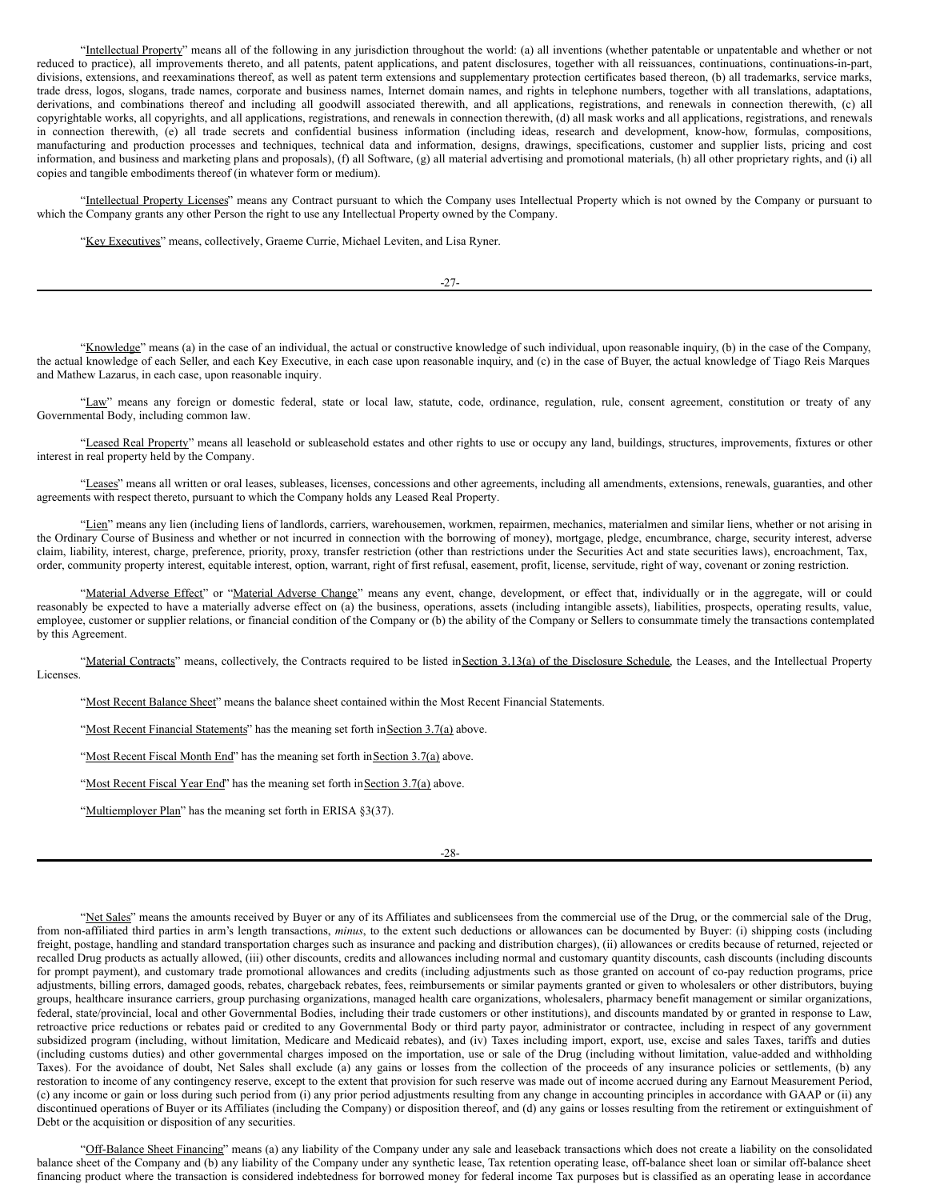"Intellectual Property" means all of the following in any jurisdiction throughout the world: (a) all inventions (whether patentable or unpatentable and whether or not reduced to practice), all improvements thereto, and all patents, patent applications, and patent disclosures, together with all reissuances, continuations, continuations-in-part, divisions, extensions, and reexaminations thereof, as well as patent term extensions and supplementary protection certificates based thereon, (b) all trademarks, service marks, trade dress, logos, slogans, trade names, corporate and business names, Internet domain names, and rights in telephone numbers, together with all translations, adaptations, derivations, and combinations thereof and including all goodwill associated therewith, and all applications, registrations, and renewals in connection therewith, (c) all copyrightable works, all copyrights, and all applications, registrations, and renewals in connection therewith, (d) all mask works and all applications, registrations, and renewals in connection therewith, (e) all trade secrets and confidential business information (including ideas, research and development, know-how, formulas, compositions, manufacturing and production processes and techniques, technical data and information, designs, drawings, specifications, customer and supplier lists, pricing and cost information, and business and marketing plans and proposals), (f) all Software, (g) all material advertising and promotional materials, (h) all other proprietary rights, and (i) all copies and tangible embodiments thereof (in whatever form or medium).

"Intellectual Property Licenses" means any Contract pursuant to which the Company uses Intellectual Property which is not owned by the Company or pursuant to which the Company grants any other Person the right to use any Intellectual Property owned by the Company.

"Key Executives" means, collectively, Graeme Currie, Michael Leviten, and Lisa Ryner.

"Knowledge" means (a) in the case of an individual, the actual or constructive knowledge of such individual, upon reasonable inquiry, (b) in the case of the Company, the actual knowledge of each Seller, and each Key Executive, in each case upon reasonable inquiry, and (c) in the case of Buyer, the actual knowledge of Tiago Reis Marques and Mathew Lazarus, in each case, upon reasonable inquiry.

"Law" means any foreign or domestic federal, state or local law, statute, code, ordinance, regulation, rule, consent agreement, constitution or treaty of any Governmental Body, including common law.

"Leased Real Property" means all leasehold or subleasehold estates and other rights to use or occupy any land, buildings, structures, improvements, fixtures or other interest in real property held by the Company.

"Leases" means all written or oral leases, subleases, licenses, concessions and other agreements, including all amendments, extensions, renewals, guaranties, and other agreements with respect thereto, pursuant to which the Company holds any Leased Real Property.

"Lien" means any lien (including liens of landlords, carriers, warehousemen, workmen, repairmen, mechanics, materialmen and similar liens, whether or not arising in the Ordinary Course of Business and whether or not incurred in connection with the borrowing of money), mortgage, pledge, encumbrance, charge, security interest, adverse claim, liability, interest, charge, preference, priority, proxy, transfer restriction (other than restrictions under the Securities Act and state securities laws), encroachment, Tax, order, community property interest, equitable interest, option, warrant, right of first refusal, easement, profit, license, servitude, right of way, covenant or zoning restriction.

"Material Adverse Effect" or "Material Adverse Change" means any event, change, development, or effect that, individually or in the aggregate, will or could reasonably be expected to have a materially adverse effect on (a) the business, operations, assets (including intangible assets), liabilities, prospects, operating results, value, employee, customer or supplier relations, or financial condition of the Company or (b) the ability of the Company or Sellers to consummate timely the transactions contemplated by this Agreement.

"Material Contracts" means, collectively, the Contracts required to be listed in Section 3.13(a) of the Disclosure Schedule, the Leases, and the Intellectual Property Licenses.

"Most Recent Balance Sheet" means the balance sheet contained within the Most Recent Financial Statements.

"Most Recent Financial Statements" has the meaning set forth in Section 3.7(a) above.

"Most Recent Fiscal Month End" has the meaning set forth in Section 3.7(a) above.

"Most Recent Fiscal Year End" has the meaning set forth in Section 3.7(a) above.

"Multiemployer Plan" has the meaning set forth in ERISA §3(37).

"Net Sales" means the amounts received by Buyer or any of its Affiliates and sublicensees from the commercial use of the Drug, or the commercial sale of the Drug, from non-affiliated third parties in arm's length transactions, *minus*, to the extent such deductions or allowances can be documented by Buyer: (i) shipping costs (including freight, postage, handling and standard transportation charges such as insurance and packing and distribution charges), (ii) allowances or credits because of returned, rejected or recalled Drug products as actually allowed, (iii) other discounts, credits and allowances including normal and customary quantity discounts, cash discounts (including discounts for prompt payment), and customary trade promotional allowances and credits (including adjustments such as those granted on account of co-pay reduction programs, price adjustments, billing errors, damaged goods, rebates, chargeback rebates, fees, reimbursements or similar payments granted or given to wholesalers or other distributors, buying groups, healthcare insurance carriers, group purchasing organizations, managed health care organizations, wholesalers, pharmacy benefit management or similar organizations, federal, state/provincial, local and other Governmental Bodies, including their trade customers or other institutions), and discounts mandated by or granted in response to Law, retroactive price reductions or rebates paid or credited to any Governmental Body or third party payor, administrator or contractee, including in respect of any government subsidized program (including, without limitation, Medicare and Medicaid rebates), and (iv) Taxes including import, export, use, excise and sales Taxes, tariffs and duties (including customs duties) and other governmental charges imposed on the importation, use or sale of the Drug (including without limitation, value-added and withholding Taxes). For the avoidance of doubt, Net Sales shall exclude (a) any gains or losses from the collection of the proceeds of any insurance policies or settlements, (b) any restoration to income of any contingency reserve, except to the extent that provision for such reserve was made out of income accrued during any Earnout Measurement Period, (c) any income or gain or loss during such period from (i) any prior period adjustments resulting from any change in accounting principles in accordance with GAAP or (ii) any discontinued operations of Buyer or its Affiliates (including the Company) or disposition thereof, and (d) any gains or losses resulting from the retirement or extinguishment of Debt or the acquisition or disposition of any securities.

"Off-Balance Sheet Financing" means (a) any liability of the Company under any sale and leaseback transactions which does not create a liability on the consolidated balance sheet of the Company and (b) any liability of the Company under any synthetic lease, Tax retention operating lease, off-balance sheet loan or similar off-balance sheet financing product where the transaction is considered indebtedness for borrowed money for federal income Tax purposes but is classified as an operating lease in accordance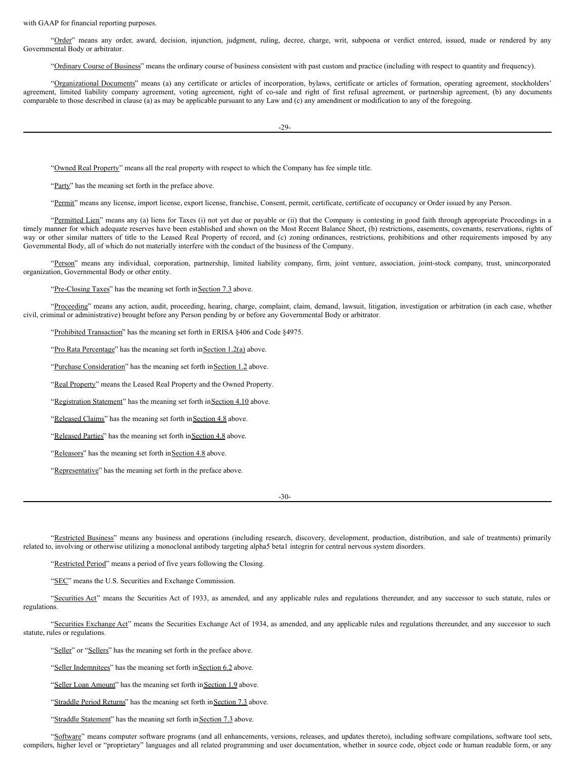with GAAP for financial reporting purposes.

"Order" means any order, award, decision, injunction, judgment, ruling, decree, charge, writ, subpoena or verdict entered, issued, made or rendered by any Governmental Body or arbitrator.

"Ordinary Course of Business" means the ordinary course of business consistent with past custom and practice (including with respect to quantity and frequency).

"Organizational Documents" means (a) any certificate or articles of incorporation, bylaws, certificate or articles of formation, operating agreement, stockholders' agreement, limited liability company agreement, voting agreement, right of co-sale and right of first refusal agreement, or partnership agreement, (b) any documents comparable to those described in clause (a) as may be applicable pursuant to any Law and (c) any amendment or modification to any of the foregoing.

"Owned Real Property" means all the real property with respect to which the Company has fee simple title.

"Party" has the meaning set forth in the preface above.

"Permit" means any license, import license, export license, franchise, Consent, permit, certificate, certificate of occupancy or Order issued by any Person.

"Permitted Lien" means any (a) liens for Taxes (i) not yet due or payable or (ii) that the Company is contesting in good faith through appropriate Proceedings in a timely manner for which adequate reserves have been established and shown on the Most Recent Balance Sheet, (b) restrictions, easements, covenants, reservations, rights of way or other similar matters of title to the Leased Real Property of record, and (c) zoning ordinances, restrictions, prohibitions and other requirements imposed by any Governmental Body, all of which do not materially interfere with the conduct of the business of the Company.

"Person" means any individual, corporation, partnership, limited liability company, firm, joint venture, association, joint-stock company, trust, unincorporated organization, Governmental Body or other entity.

"Pre-Closing Taxes" has the meaning set forth in Section 7.3 above.

"Proceeding" means any action, audit, proceeding, hearing, charge, complaint, claim, demand, lawsuit, litigation, investigation or arbitration (in each case, whether civil, criminal or administrative) brought before any Person pending by or before any Governmental Body or arbitrator.

"Prohibited Transaction" has the meaning set forth in ERISA §406 and Code §4975.

"Pro Rata Percentage" has the meaning set forth in Section 1.2(a) above.

"Purchase Consideration" has the meaning set forth in Section 1.2 above.

"Real Property" means the Leased Real Property and the Owned Property.

"Registration Statement" has the meaning set forth in Section 4.10 above.

"Released Claims" has the meaning set forth in Section 4.8 above.

"Released Parties" has the meaning set forth in Section 4.8 above.

"Releasors" has the meaning set forth in Section 4.8 above.

"Representative" has the meaning set forth in the preface above.

"Restricted Business" means any business and operations (including research, discovery, development, production, distribution, and sale of treatments) primarily related to, involving or otherwise utilizing a monoclonal antibody targeting alpha5 beta1 integrin for central nervous system disorders.

"Restricted Period" means a period of five years following the Closing.

"SEC" means the U.S. Securities and Exchange Commission.

"Securities Act" means the Securities Act of 1933, as amended, and any applicable rules and regulations thereunder, and any successor to such statute, rules or regulations.

"Securities Exchange Act" means the Securities Exchange Act of 1934, as amended, and any applicable rules and regulations thereunder, and any successor to such statute, rules or regulations.

"Seller" or "Sellers" has the meaning set forth in the preface above.

"Seller Indemnitees" has the meaning set forth in Section 6.2 above.

"Seller Loan Amount" has the meaning set forth in Section 1.9 above.

"Straddle Period Returns" has the meaning set forth in Section 7.3 above.

"Straddle Statement" has the meaning set forth in Section 7.3 above.

"Software" means computer software programs (and all enhancements, versions, releases, and updates thereto), including software compilations, software tool sets, compilers, higher level or "proprietary" languages and all related programming and user documentation, whether in source code, object code or human readable form, or any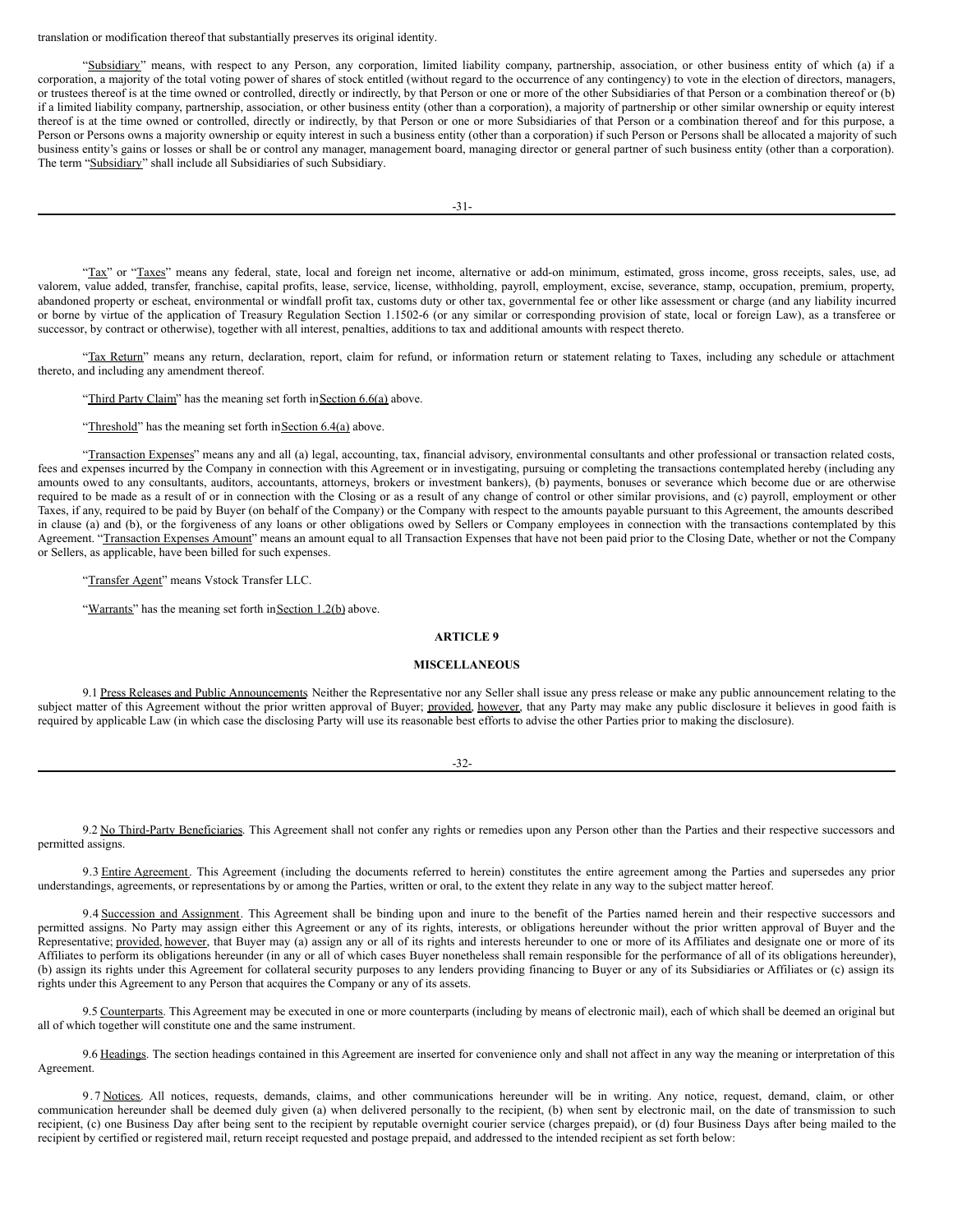translation or modification thereof that substantially preserves its original identity.

"Subsidiary" means, with respect to any Person, any corporation, limited liability company, partnership, association, or other business entity of which (a) if a corporation, a majority of the total voting power of shares of stock entitled (without regard to the occurrence of any contingency) to vote in the election of directors, managers, or trustees thereof is at the time owned or controlled, directly or indirectly, by that Person or one or more of the other Subsidiaries of that Person or a combination thereof or (b) if a limited liability company, partnership, association, or other business entity (other than a corporation), a majority of partnership or other similar ownership or equity interest thereof is at the time owned or controlled, directly or indirectly, by that Person or one or more Subsidiaries of that Person or a combination thereof and for this purpose, a Person or Persons owns a majority ownership or equity interest in such a business entity (other than a corporation) if such Person or Persons shall be allocated a majority of such business entity's gains or losses or shall be or control any manager, management board, managing director or general partner of such business entity (other than a corporation). The term "Subsidiary" shall include all Subsidiaries of such Subsidiary.

"Tax" or "Taxes" means any federal, state, local and foreign net income, alternative or add-on minimum, estimated, gross income, gross receipts, sales, use, ad valorem, value added, transfer, franchise, capital profits, lease, service, license, withholding, payroll, employment, excise, severance, stamp, occupation, premium, property, abandoned property or escheat, environmental or windfall profit tax, customs duty or other tax, governmental fee or other like assessment or charge (and any liability incurred or borne by virtue of the application of Treasury Regulation Section 1.1502-6 (or any similar or corresponding provision of state, local or foreign Law), as a transferee or successor, by contract or otherwise), together with all interest, penalties, additions to tax and additional amounts with respect thereto.

"Tax Return" means any return, declaration, report, claim for refund, or information return or statement relating to Taxes, including any schedule or attachment thereto, and including any amendment thereof.

"Third Party Claim" has the meaning set forth in Section 6.6(a) above.

"Threshold" has the meaning set forth in Section 6.4(a) above.

"Transaction Expenses" means any and all (a) legal, accounting, tax, financial advisory, environmental consultants and other professional or transaction related costs, fees and expenses incurred by the Company in connection with this Agreement or in investigating, pursuing or completing the transactions contemplated hereby (including any amounts owed to any consultants, auditors, accountants, attorneys, brokers or investment bankers), (b) payments, bonuses or severance which become due or are otherwise required to be made as a result of or in connection with the Closing or as a result of any change of control or other similar provisions, and (c) payroll, employment or other Taxes, if any, required to be paid by Buyer (on behalf of the Company) or the Company with respect to the amounts payable pursuant to this Agreement, the amounts described in clause (a) and (b), or the forgiveness of any loans or other obligations owed by Sellers or Company employees in connection with the transactions contemplated by this Agreement. "Transaction Expenses Amount" means an amount equal to all Transaction Expenses that have not been paid prior to the Closing Date, whether or not the Company or Sellers, as applicable, have been billed for such expenses.

"Transfer Agent" means Vstock Transfer LLC.

"Warrants" has the meaning set forth in Section 1.2(b) above.

## ARTICLE 9

## MISCELLANEOUS

9.1 Press Releases and Public Announcements. Neither the Representative nor any Seller shall issue any press release or make any public announcement relating to the subject matter of this Agreement without the prior written approval of Buyer; provided, however, that any Party may make any public disclosure it believes in good faith is required by applicable Law (in which case the disclosing Party will use its reasonable best efforts to advise the other Parties prior to making the disclosure).

9.2 No Third-Party Beneficiaries. This Agreement shall not confer any rights or remedies upon any Person other than the Parties and their respective successors and permitted assigns.

9.3 Entire Agreement. This Agreement (including the documents referred to herein) constitutes the entire agreement among the Parties and supersedes any prior understandings, agreements, or representations by or among the Parties, written or oral, to the extent they relate in any way to the subject matter hereof.

9.4 Succession and Assignment. This Agreement shall be binding upon and inure to the benefit of the Parties named herein and their respective successors and permitted assigns. No Party may assign either this Agreement or any of its rights, interests, or obligations hereunder without the prior written approval of Buyer and the Representative; provided, however, that Buyer may (a) assign any or all of its rights and interests hereunder to one or more of its Affiliates and designate one or more of its Affiliates to perform its obligations hereunder (in any or all of which cases Buyer nonetheless shall remain responsible for the performance of all of its obligations hereunder), (b) assign its rights under this Agreement for collateral security purposes to any lenders providing financing to Buyer or any of its Subsidiaries or Affiliates or (c) assign its rights under this Agreement to any Person that acquires the Company or any of its assets.

9.5 Counterparts. This Agreement may be executed in one or more counterparts (including by means of electronic mail), each of which shall be deemed an original but all of which together will constitute one and the same instrument.

9.6 Headings. The section headings contained in this Agreement are inserted for convenience only and shall not affect in any way the meaning or interpretation of this Agreement.

9.7 Notices. All notices, requests, demands, claims, and other communications hereunder will be in writing. Any notice, request, demand, claim, or other communication hereunder shall be deemed duly given (a) when delivered personally to the recipient, (b) when sent by electronic mail, on the date of transmission to such recipient, (c) one Business Day after being sent to the recipient by reputable overnight courier service (charges prepaid), or (d) four Business Days after being mailed to the recipient by certified or registered mail, return receipt requested and postage prepaid, and addressed to the intended recipient as set forth below: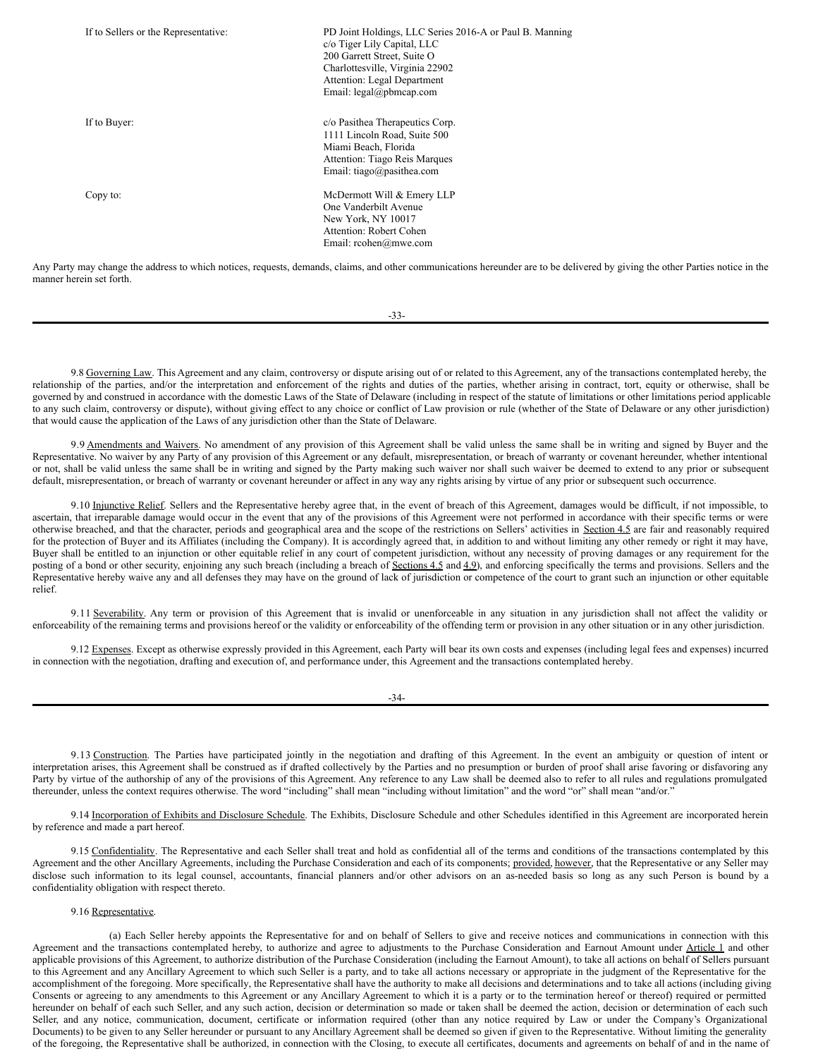If to Sellers or the Representative: PD Joint Holdings, LLC Series 2016-A or Paul B. Manning
c/o Tiger Lily Capital, LLC
200 Garrett Street, Suite O
Charlottesville, Virginia 22902
Attention: Legal Department
Email: legal@pbmcap.com

If to Buyer: c/o Pasithea Therapeutics Corp.
1111 Lincoln Road, Suite 500
Miami Beach, Florida
Attention: Tiago Reis Marques
Email: tiago@pasithea.com

Copy to: McDermott Will & Emery LLP
One Vanderbilt Avenue
New York, NY 10017
Attention: Robert Cohen
Email: rcohen@mwe.com

Any Party may change the address to which notices, requests, demands, claims, and other communications hereunder are to be delivered by giving the other Parties notice in the manner herein set forth.

9.8 Governing Law. This Agreement and any claim, controversy or dispute arising out of or related to this Agreement, any of the transactions contemplated hereby, the relationship of the parties, and/or the interpretation and enforcement of the rights and duties of the parties, whether arising in contract, tort, equity or otherwise, shall be governed by and construed in accordance with the domestic Laws of the State of Delaware (including in respect of the statute of limitations or other limitations period applicable to any such claim, controversy or dispute), without giving effect to any choice or conflict of Law provision or rule (whether of the State of Delaware or any other jurisdiction) that would cause the application of the Laws of any jurisdiction other than the State of Delaware.

9.9 Amendments and Waivers. No amendment of any provision of this Agreement shall be valid unless the same shall be in writing and signed by Buyer and the Representative. No waiver by any Party of any provision of this Agreement or any default, misrepresentation, or breach of warranty or covenant hereunder, whether intentional or not, shall be valid unless the same shall be in writing and signed by the Party making such waiver nor shall such waiver be deemed to extend to any prior or subsequent default, misrepresentation, or breach of warranty or covenant hereunder or affect in any way any rights arising by virtue of any prior or subsequent such occurrence.

9.10 Injunctive Relief. Sellers and the Representative hereby agree that, in the event of breach of this Agreement, damages would be difficult, if not impossible, to ascertain, that irreparable damage would occur in the event that any of the provisions of this Agreement were not performed in accordance with their specific terms or were otherwise breached, and that the character, periods and geographical area and the scope of the restrictions on Sellers' activities in Section 4.5 are fair and reasonably required for the protection of Buyer and its Affiliates (including the Company). It is accordingly agreed that, in addition to and without limiting any other remedy or right it may have, Buyer shall be entitled to an injunction or other equitable relief in any court of competent jurisdiction, without any necessity of proving damages or any requirement for the posting of a bond or other security, enjoining any such breach (including a breach of Sections 4.5 and 4.9), and enforcing specifically the terms and provisions. Sellers and the Representative hereby waive any and all defenses they may have on the ground of lack of jurisdiction or competence of the court to grant such an injunction or other equitable relief.

9.11 Severability. Any term or provision of this Agreement that is invalid or unenforceable in any situation in any jurisdiction shall not affect the validity or enforceability of the remaining terms and provisions hereof or the validity or enforceability of the offending term or provision in any other situation or in any other jurisdiction.

9.12 Expenses. Except as otherwise expressly provided in this Agreement, each Party will bear its own costs and expenses (including legal fees and expenses) incurred in connection with the negotiation, drafting and execution of, and performance under, this Agreement and the transactions contemplated hereby.

9.13 Construction. The Parties have participated jointly in the negotiation and drafting of this Agreement. In the event an ambiguity or question of intent or interpretation arises, this Agreement shall be construed as if drafted collectively by the Parties and no presumption or burden of proof shall arise favoring or disfavoring any Party by virtue of the authorship of any of the provisions of this Agreement. Any reference to any Law shall be deemed also to refer to all rules and regulations promulgated thereunder, unless the context requires otherwise. The word "including" shall mean "including without limitation" and the word "or" shall mean "and/or."

9.14 Incorporation of Exhibits and Disclosure Schedule. The Exhibits, Disclosure Schedule and other Schedules identified in this Agreement are incorporated herein by reference and made a part hereof.

9.15 Confidentiality. The Representative and each Seller shall treat and hold as confidential all of the terms and conditions of the transactions contemplated by this Agreement and the other Ancillary Agreements, including the Purchase Consideration and each of its components; provided, however, that the Representative or any Seller may disclose such information to its legal counsel, accountants, financial planners and/or other advisors on an as-needed basis so long as any such Person is bound by a confidentiality obligation with respect thereto.

9.16 Representative.

(a) Each Seller hereby appoints the Representative for and on behalf of Sellers to give and receive notices and communications in connection with this Agreement and the transactions contemplated hereby, to authorize and agree to adjustments to the Purchase Consideration and Earnout Amount under Article 1 and other applicable provisions of this Agreement, to authorize distribution of the Purchase Consideration (including the Earnout Amount), to take all actions on behalf of Sellers pursuant to this Agreement and any Ancillary Agreement to which such Seller is a party, and to take all actions necessary or appropriate in the judgment of the Representative for the accomplishment of the foregoing. More specifically, the Representative shall have the authority to make all decisions and determinations and to take all actions (including giving Consents or agreeing to any amendments to this Agreement or any Ancillary Agreement to which it is a party or to the termination hereof or thereof) required or permitted hereunder on behalf of each such Seller, and any such action, decision or determination so made or taken shall be deemed the action, decision or determination of each such Seller, and any notice, communication, document, certificate or information required (other than any notice required by Law or under the Company's Organizational Documents) to be given to any Seller hereunder or pursuant to any Ancillary Agreement shall be deemed so given if given to the Representative. Without limiting the generality of the foregoing, the Representative shall be authorized, in connection with the Closing, to execute all certificates, documents and agreements on behalf of and in the name of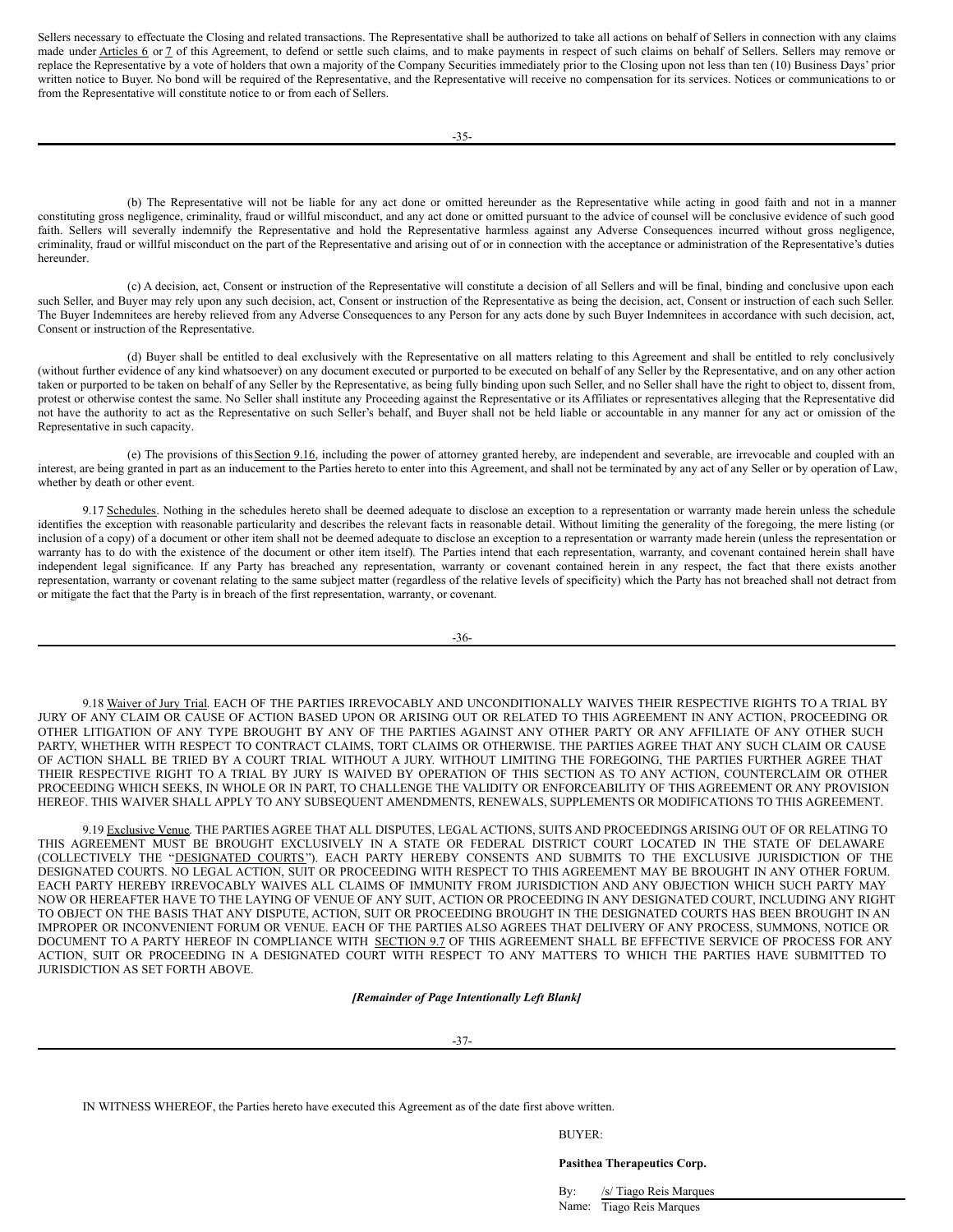Sellers necessary to effectuate the Closing and related transactions. The Representative shall be authorized to take all actions on behalf of Sellers in connection with any claims made under Articles 6 or 7 of this Agreement, to defend or settle such claims, and to make payments in respect of such claims on behalf of Sellers. Sellers may remove or replace the Representative by a vote of holders that own a majority of the Company Securities immediately prior to the Closing upon not less than ten (10) Business Days' prior written notice to Buyer. No bond will be required of the Representative, and the Representative will receive no compensation for its services. Notices or communications to or from the Representative will constitute notice to or from each of Sellers.

(b) The Representative will not be liable for any act done or omitted hereunder as the Representative while acting in good faith and not in a manner constituting gross negligence, criminality, fraud or willful misconduct, and any act done or omitted pursuant to the advice of counsel will be conclusive evidence of such good faith. Sellers will severally indemnify the Representative and hold the Representative harmless against any Adverse Consequences incurred without gross negligence, criminality, fraud or willful misconduct on the part of the Representative and arising out of or in connection with the acceptance or administration of the Representative's duties hereunder.

(c) A decision, act, Consent or instruction of the Representative will constitute a decision of all Sellers and will be final, binding and conclusive upon each such Seller, and Buyer may rely upon any such decision, act, Consent or instruction of the Representative as being the decision, act, Consent or instruction of each such Seller. The Buyer Indemnitees are hereby relieved from any Adverse Consequences to any Person for any acts done by such Buyer Indemnitees in accordance with such decision, act, Consent or instruction of the Representative.

(d) Buyer shall be entitled to deal exclusively with the Representative on all matters relating to this Agreement and shall be entitled to rely conclusively (without further evidence of any kind whatsoever) on any document executed or purported to be executed on behalf of any Seller by the Representative, and on any other action taken or purported to be taken on behalf of any Seller by the Representative, as being fully binding upon such Seller, and no Seller shall have the right to object to, dissent from, protest or otherwise contest the same. No Seller shall institute any Proceeding against the Representative or its Affiliates or representatives alleging that the Representative did not have the authority to act as the Representative on such Seller's behalf, and Buyer shall not be held liable or accountable in any manner for any act or omission of the Representative in such capacity.

(e) The provisions of this Section 9.16, including the power of attorney granted hereby, are independent and severable, are irrevocable and coupled with an interest, are being granted in part as an inducement to the Parties hereto to enter into this Agreement, and shall not be terminated by any act of any Seller or by operation of Law, whether by death or other event.

9.17 Schedules. Nothing in the schedules hereto shall be deemed adequate to disclose an exception to a representation or warranty made herein unless the schedule identifies the exception with reasonable particularity and describes the relevant facts in reasonable detail. Without limiting the generality of the foregoing, the mere listing (or inclusion of a copy) of a document or other item shall not be deemed adequate to disclose an exception to a representation or warranty made herein (unless the representation or warranty has to do with the existence of the document or other item itself). The Parties intend that each representation, warranty, and covenant contained herein shall have independent legal significance. If any Party has breached any representation, warranty or covenant contained herein in any respect, the fact that there exists another representation, warranty or covenant relating to the same subject matter (regardless of the relative levels of specificity) which the Party has not breached shall not detract from or mitigate the fact that the Party is in breach of the first representation, warranty, or covenant.

9.18 Waiver of Jury Trial. EACH OF THE PARTIES IRREVOCABLY AND UNCONDITIONALLY WAIVES THEIR RESPECTIVE RIGHTS TO A TRIAL BY JURY OF ANY CLAIM OR CAUSE OF ACTION BASED UPON OR ARISING OUT OF OR RELATED TO THIS AGREEMENT IN ANY ACTION, PROCEEDING OR OTHER LITIGATION OF ANY TYPE BROUGHT BY ANY OF THE PARTIES AGAINST ANY OTHER PARTY OR ANY AFFILIATE OF ANY OTHER SUCH PARTY, WHETHER WITH RESPECT TO CONTRACT CLAIMS, TORT CLAIMS OR OTHERWISE. THE PARTIES AGREE THAT ANY SUCH CLAIM OR CAUSE OF ACTION SHALL BE TRIED BY A COURT TRIAL WITHOUT A JURY. WITHOUT LIMITING THE FOREGOING, THE PARTIES FURTHER AGREE THAT THEIR RESPECTIVE RIGHT TO A TRIAL BY JURY IS WAIVED BY OPERATION OF THIS SECTION AS TO ANY ACTION, COUNTERCLAIM OR OTHER PROCEEDING WHICH SEEKS, IN WHOLE OR IN PART, TO CHALLENGE THE VALIDITY OR ENFORCEABILITY OF THIS AGREEMENT OR ANY PROVISION HEREOF. THIS WAIVER SHALL APPLY TO ANY SUBSEQUENT AMENDMENTS, RENEWALS, SUPPLEMENTS OR MODIFICATIONS TO THIS AGREEMENT.

9.19 Exclusive Venue. THE PARTIES AGREE THAT ALL DISPUTES, LEGAL ACTIONS, SUITS AND PROCEEDINGS ARISING OUT OF OR RELATING TO THIS AGREEMENT MUST BE BROUGHT EXCLUSIVELY IN A STATE OR FEDERAL DISTRICT COURT LOCATED IN THE STATE OF DELAWARE (COLLECTIVELY THE "DESIGNATED COURTS"). EACH PARTY HEREBY CONSENTS AND SUBMITS TO THE EXCLUSIVE JURISDICTION OF THE DESIGNATED COURTS. NO LEGAL ACTION, SUIT OR PROCEEDING WITH RESPECT TO THIS AGREEMENT MAY BE BROUGHT IN ANY OTHER FORUM. EACH PARTY HEREBY IRREVOCABLY WAIVES ALL CLAIMS OF IMMUNITY FROM JURISDICTION AND ANY OBJECTION WHICH SUCH PARTY MAY NOW OR HEREAFTER HAVE TO THE LAYING OF VENUE OF ANY SUIT, ACTION OR PROCEEDING IN ANY DESIGNATED COURT, INCLUDING ANY RIGHT TO OBJECT ON THE BASIS THAT ANY DISPUTE, ACTION, SUIT OR PROCEEDING BROUGHT IN THE DESIGNATED COURTS HAS BEEN BROUGHT IN AN IMPROPER OR INCONVENIENT FORUM OR VENUE. EACH OF THE PARTIES ALSO AGREES THAT DELIVERY OF ANY PROCESS, SUMMONS, NOTICE OR DOCUMENT TO A PARTY HEREOF IN COMPLIANCE WITH SECTION 9.7 OF THIS AGREEMENT SHALL BE EFFECTIVE SERVICE OF PROCESS FOR ANY ACTION, SUIT OR PROCEEDING IN A DESIGNATED COURT WITH RESPECT TO ANY MATTERS TO WHICH THE PARTIES HAVE SUBMITTED TO JURISDICTION AS SET FORTH ABOVE.

***[Remainder of Page Intentionally Left Blank]***

IN WITNESS WHEREOF, the Parties hereto have executed this Agreement as of the date first above written.

BUYER:

**Pasithea Therapeutics Corp.**

By: /s/ Tiago Reis Marques
Name: Tiago Reis Marques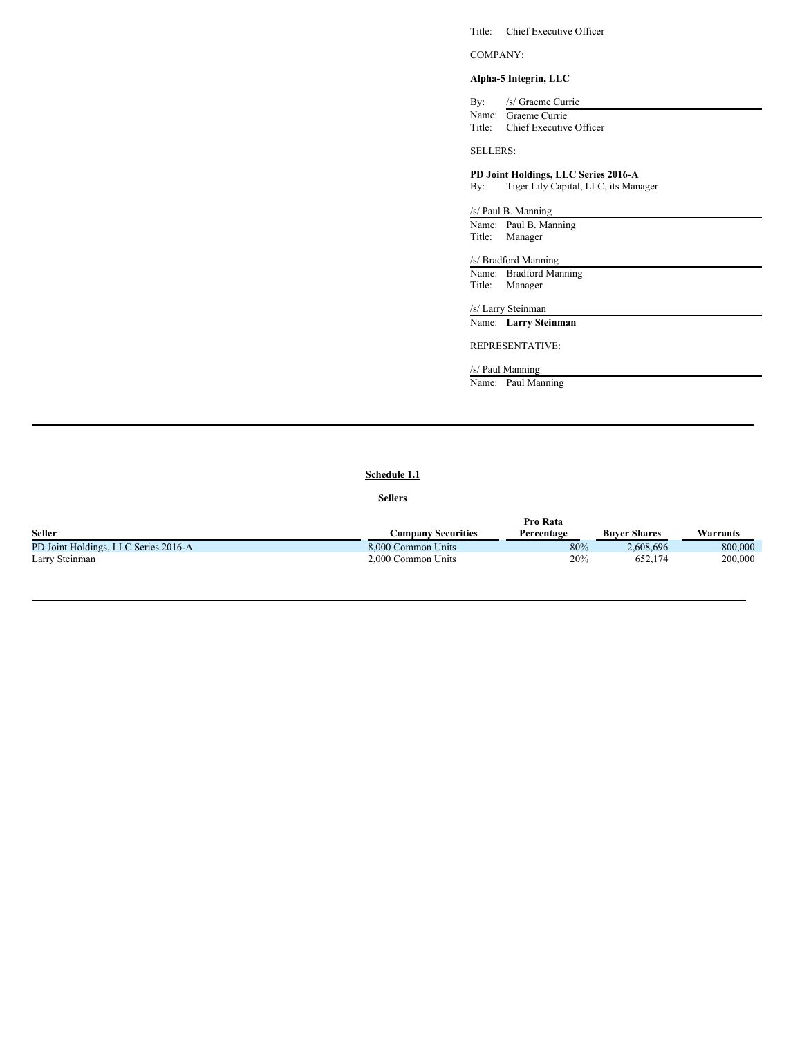Title: Chief Executive Officer

COMPANY:

**Alpha-5 Integrin, LLC**

By: /s/ Graeme Currie
Name: Graeme Currie
Title: Chief Executive Officer

SELLERS:

**PD Joint Holdings, LLC Series 2016-A**
By: Tiger Lily Capital, LLC, its Manager

/s/ Paul B. Manning
Name: Paul B. Manning
Title: Manager

/s/ Bradford Manning
Name: Bradford Manning
Title: Manager

/s/ Larry Steinman
Name: **Larry Steinman**

REPRESENTATIVE:

/s/ Paul Manning
Name: Paul Manning

---

**Schedule 1.1**

**Sellers**

| Seller | Company Securities | Pro Rata Percentage | Buyer Shares | Warrants |
|---|---|---|---|---|
| PD Joint Holdings, LLC Series 2016-A | 8,000 Common Units | 80% | 2,608,696 | 800,000 |
| Larry Steinman | 2,000 Common Units | 20% | 652,174 | 200,000 |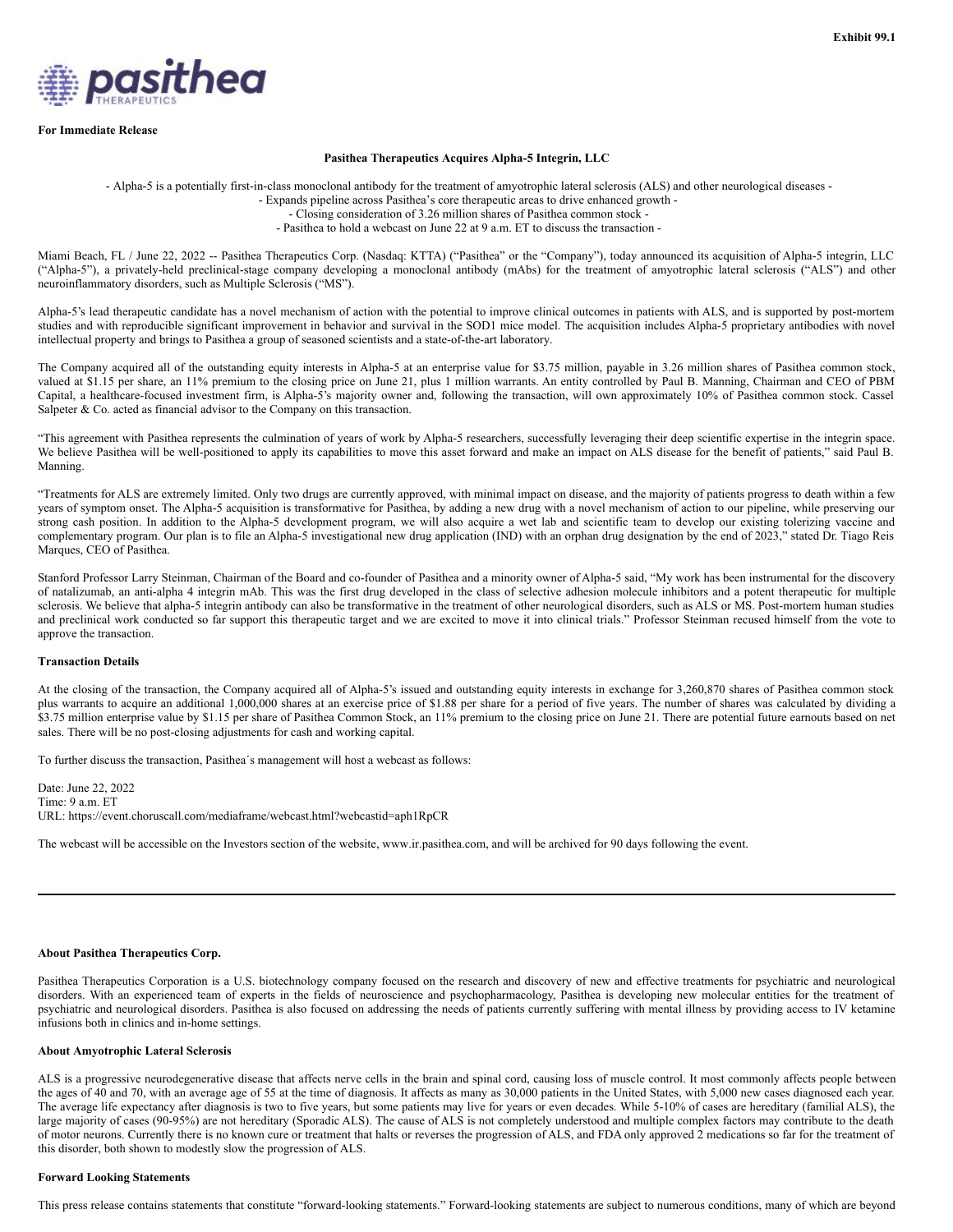Exhibit 99.1

**For Immediate Release**

**Pasithea Therapeutics Acquires Alpha-5 Integrin, LLC**

- Alpha-5 is a potentially first-in-class monoclonal antibody for the treatment of amyotrophic lateral sclerosis (ALS) and other neurological diseases -
- Expands pipeline across Pasithea's core therapeutic areas to drive enhanced growth -
- Closing consideration of 3.26 million shares of Pasithea common stock -
- Pasithea to hold a webcast on June 22 at 9 a.m. ET to discuss the transaction -

Miami Beach, FL / June 22, 2022 -- Pasithea Therapeutics Corp. (Nasdaq: KTTA) ("Pasithea" or the "Company"), today announced its acquisition of Alpha-5 integrin, LLC ("Alpha-5"), a privately-held preclinical-stage company developing a monoclonal antibody (mAbs) for the treatment of amyotrophic lateral sclerosis ("ALS") and other neuroinflammatory disorders, such as Multiple Sclerosis ("MS").

Alpha-5's lead therapeutic candidate has a novel mechanism of action with the potential to improve clinical outcomes in patients with ALS, and is supported by post-mortem studies and with reproducible significant improvement in behavior and survival in the SOD1 mice model. The acquisition includes Alpha-5 proprietary antibodies with novel intellectual property and brings to Pasithea a group of seasoned scientists and a state-of-the-art laboratory.

The Company acquired all of the outstanding equity interests in Alpha-5 at an enterprise value for $3.75 million, payable in 3.26 million shares of Pasithea common stock, valued at $1.15 per share, an 11% premium to the closing price on June 21, plus 1 million warrants. An entity controlled by Paul B. Manning, Chairman and CEO of PBM Capital, a healthcare-focused investment firm, is Alpha-5's majority owner and, following the transaction, will own approximately 10% of Pasithea common stock. Cassel Salpeter & Co. acted as financial advisor to the Company on this transaction.

"This agreement with Pasithea represents the culmination of years of work by Alpha-5 researchers, successfully leveraging their deep scientific expertise in the integrin space. We believe Pasithea will be well-positioned to apply its capabilities to move this asset forward and make an impact on ALS disease for the benefit of patients," said Paul B. Manning.

"Treatments for ALS are extremely limited. Only two drugs are currently approved, with minimal impact on disease, and the majority of patients progress to death within a few years of symptom onset. The Alpha-5 acquisition is transformative for Pasithea, by adding a new drug with a novel mechanism of action to our pipeline, while preserving our strong cash position. In addition to the Alpha-5 development program, we will also acquire a wet lab and scientific team to develop our existing tolerizing vaccine and complementary program. Our plan is to file an Alpha-5 investigational new drug application (IND) with an orphan drug designation by the end of 2023," stated Dr. Tiago Reis Marques, CEO of Pasithea.

Stanford Professor Larry Steinman, Chairman of the Board and co-founder of Pasithea and a minority owner of Alpha-5 said, "My work has been instrumental for the discovery of natalizumab, an anti-alpha 4 integrin mAb. This was the first drug developed in the class of selective adhesion molecule inhibitors and a potent therapeutic for multiple sclerosis. We believe that alpha-5 integrin antibody can also be transformative in the treatment of other neurological disorders, such as ALS or MS. Post-mortem human studies and preclinical work conducted so far support this therapeutic target and we are excited to move it into clinical trials." Professor Steinman recused himself from the vote to approve the transaction.

**Transaction Details**

At the closing of the transaction, the Company acquired all of Alpha-5's issued and outstanding equity interests in exchange for 3,260,870 shares of Pasithea common stock plus warrants to acquire an additional 1,000,000 shares at an exercise price of $1.88 per share for a period of five years. The number of shares was calculated by dividing a $3.75 million enterprise value by $1.15 per share of Pasithea Common Stock, an 11% premium to the closing price on June 21. There are potential future earnouts based on net sales. There will be no post-closing adjustments for cash and working capital.

To further discuss the transaction, Pasithea´s management will host a webcast as follows:

Date: June 22, 2022
Time: 9 a.m. ET
URL: https://event.choruscall.com/mediaframe/webcast.html?webcastid=aph1RpCR

The webcast will be accessible on the Investors section of the website, www.ir.pasithea.com, and will be archived for 90 days following the event.

---

**About Pasithea Therapeutics Corp.**

Pasithea Therapeutics Corporation is a U.S. biotechnology company focused on the research and discovery of new and effective treatments for psychiatric and neurological disorders. With an experienced team of experts in the fields of neuroscience and psychopharmacology, Pasithea is developing new molecular entities for the treatment of psychiatric and neurological disorders. Pasithea is also focused on addressing the needs of patients currently suffering with mental illness by providing access to IV ketamine infusions both in clinics and in-home settings.

**About Amyotrophic Lateral Sclerosis**

ALS is a progressive neurodegenerative disease that affects nerve cells in the brain and spinal cord, causing loss of muscle control. It most commonly affects people between the ages of 40 and 70, with an average age of 55 at the time of diagnosis. It affects as many as 30,000 patients in the United States, with 5,000 new cases diagnosed each year. The average life expectancy after diagnosis is two to five years, but some patients may live for years or even decades. While 5-10% of cases are hereditary (familial ALS), the large majority of cases (90-95%) are not hereditary (Sporadic ALS). The cause of ALS is not completely understood and multiple complex factors may contribute to the death of motor neurons. Currently there is no known cure or treatment that halts or reverses the progression of ALS, and FDA only approved 2 medications so far for the treatment of this disorder, both shown to modestly slow the progression of ALS.

**Forward Looking Statements**

This press release contains statements that constitute "forward-looking statements." Forward-looking statements are subject to numerous conditions, many of which are beyond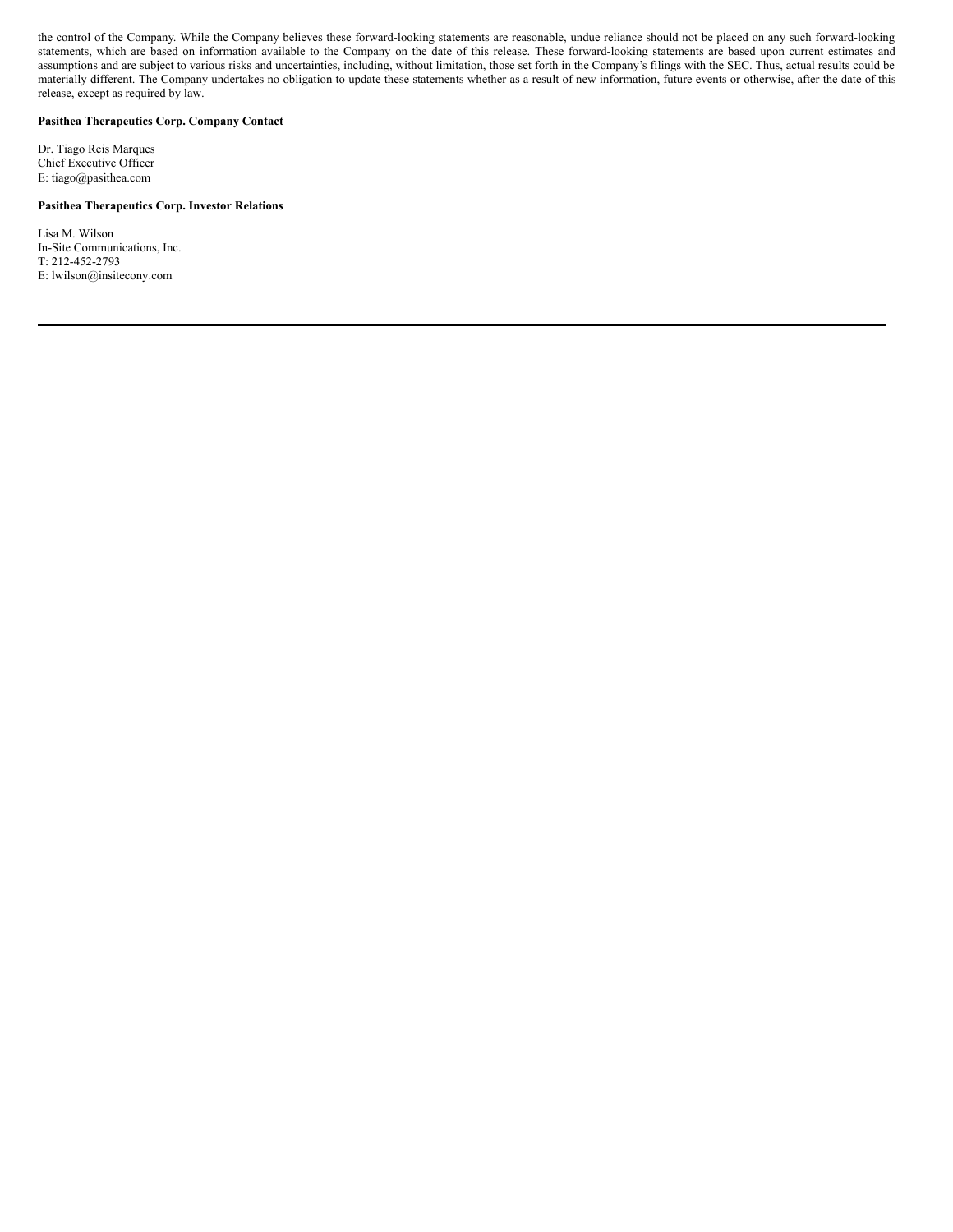the control of the Company. While the Company believes these forward-looking statements are reasonable, undue reliance should not be placed on any such forward-looking statements, which are based on information available to the Company on the date of this release. These forward-looking statements are based upon current estimates and assumptions and are subject to various risks and uncertainties, including, without limitation, those set forth in the Company's filings with the SEC. Thus, actual results could be materially different. The Company undertakes no obligation to update these statements whether as a result of new information, future events or otherwise, after the date of this release, except as required by law.

**Pasithea Therapeutics Corp. Company Contact**

Dr. Tiago Reis Marques
Chief Executive Officer
E: tiago@pasithea.com

**Pasithea Therapeutics Corp. Investor Relations**

Lisa M. Wilson
In-Site Communications, Inc.
T: 212-452-2793
E: lwilson@insitecony.com